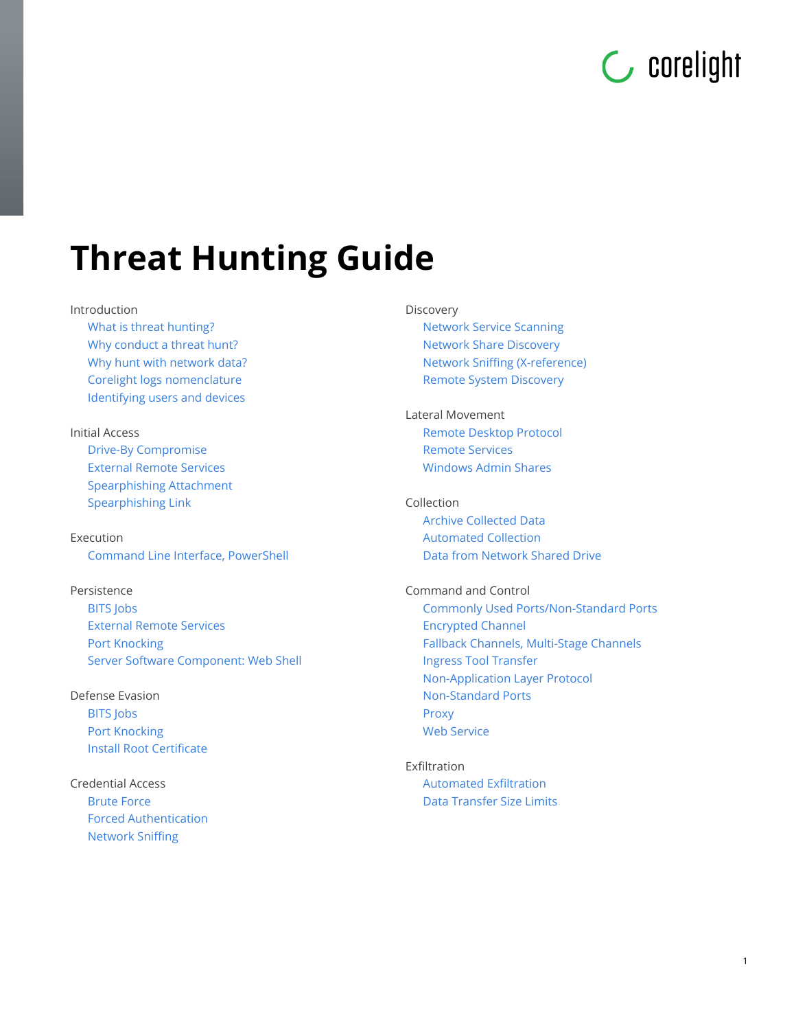corelight

# Threat Hunting Guide

Introduction
- What is threat hunting?
- Why conduct a threat hunt?
- Why hunt with network data?
- Corelight logs nomenclature
- Identifying users and devices

Initial Access
- Drive-By Compromise
- External Remote Services
- Spearphishing Attachment
- Spearphishing Link

Execution
- Command Line Interface, PowerShell

Persistence
- BITS Jobs
- External Remote Services
- Port Knocking
- Server Software Component: Web Shell

Defense Evasion
- BITS Jobs
- Port Knocking
- Install Root Certificate

Credential Access
- Brute Force
- Forced Authentication
- Network Sniffing

Discovery
- Network Service Scanning
- Network Share Discovery
- Network Sniffing (X-reference)
- Remote System Discovery

Lateral Movement
- Remote Desktop Protocol
- Remote Services
- Windows Admin Shares

Collection
- Archive Collected Data
- Automated Collection
- Data from Network Shared Drive

Command and Control
- Commonly Used Ports/Non-Standard Ports
- Encrypted Channel
- Fallback Channels, Multi-Stage Channels
- Ingress Tool Transfer
- Non-Application Layer Protocol
- Non-Standard Ports
- Proxy
- Web Service

Exfiltration
- Automated Exfiltration
- Data Transfer Size Limits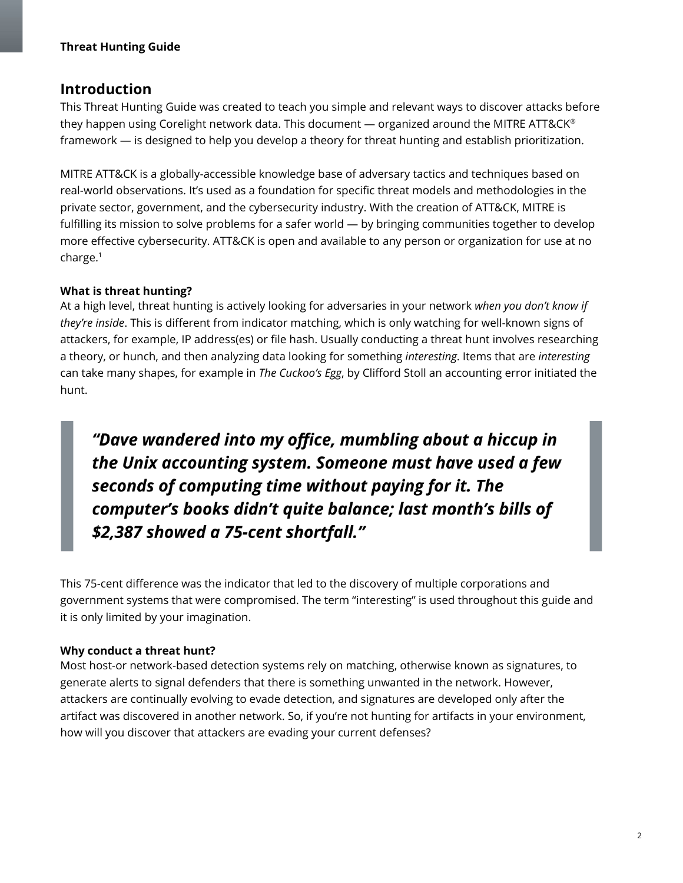## Introduction

This Threat Hunting Guide was created to teach you simple and relevant ways to discover attacks before they happen using Corelight network data. This document — organized around the MITRE ATT&CK® framework — is designed to help you develop a theory for threat hunting and establish prioritization.

MITRE ATT&CK is a globally-accessible knowledge base of adversary tactics and techniques based on real-world observations. It's used as a foundation for specific threat models and methodologies in the private sector, government, and the cybersecurity industry. With the creation of ATT&CK, MITRE is fulfilling its mission to solve problems for a safer world — by bringing communities together to develop more effective cybersecurity. ATT&CK is open and available to any person or organization for use at no charge.[1]

### What is threat hunting?

At a high level, threat hunting is actively looking for adversaries in your network *when you don't know if they're inside*. This is different from indicator matching, which is only watching for well-known signs of attackers, for example, IP address(es) or file hash. Usually conducting a threat hunt involves researching a theory, or hunch, and then analyzing data looking for something *interesting*. Items that are *interesting* can take many shapes, for example in *The Cuckoo's Egg*, by Clifford Stoll an accounting error initiated the hunt.

> ***"Dave wandered into my office, mumbling about a hiccup in the Unix accounting system. Someone must have used a few seconds of computing time without paying for it. The computer's books didn't quite balance; last month's bills of $2,387 showed a 75-cent shortfall."***

This 75-cent difference was the indicator that led to the discovery of multiple corporations and government systems that were compromised. The term "interesting" is used throughout this guide and it is only limited by your imagination.

### Why conduct a threat hunt?

Most host-or network-based detection systems rely on matching, otherwise known as signatures, to generate alerts to signal defenders that there is something unwanted in the network. However, attackers are continually evolving to evade detection, and signatures are developed only after the artifact was discovered in another network. So, if you're not hunting for artifacts in your environment, how will you discover that attackers are evading your current defenses?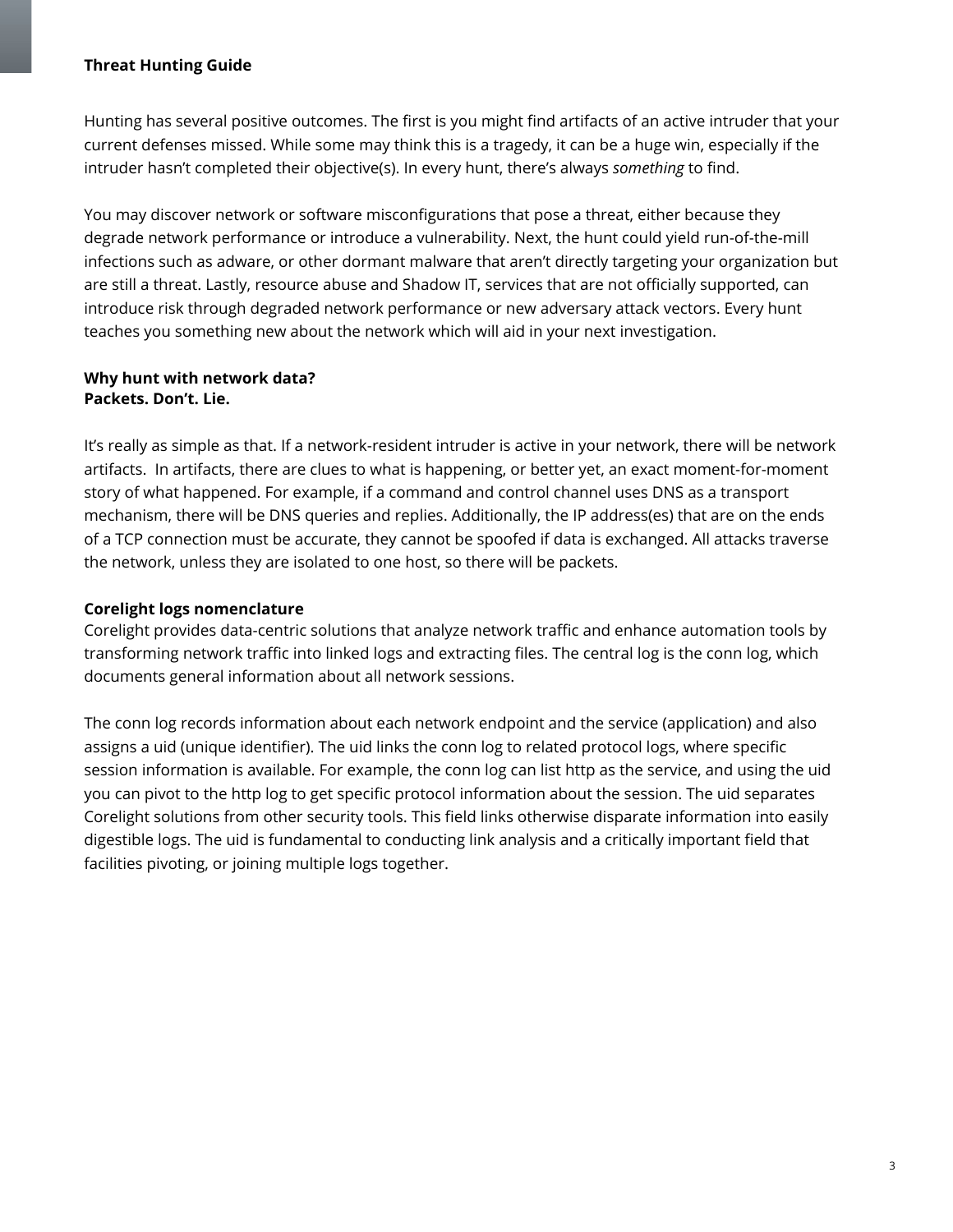Hunting has several positive outcomes. The first is you might find artifacts of an active intruder that your current defenses missed. While some may think this is a tragedy, it can be a huge win, especially if the intruder hasn't completed their objective(s). In every hunt, there's always *something* to find.

You may discover network or software misconfigurations that pose a threat, either because they degrade network performance or introduce a vulnerability. Next, the hunt could yield run-of-the-mill infections such as adware, or other dormant malware that aren't directly targeting your organization but are still a threat. Lastly, resource abuse and Shadow IT, services that are not officially supported, can introduce risk through degraded network performance or new adversary attack vectors. Every hunt teaches you something new about the network which will aid in your next investigation.

**Why hunt with network data?**
**Packets. Don't. Lie.**

It's really as simple as that. If a network-resident intruder is active in your network, there will be network artifacts. In artifacts, there are clues to what is happening, or better yet, an exact moment-for-moment story of what happened. For example, if a command and control channel uses DNS as a transport mechanism, there will be DNS queries and replies. Additionally, the IP address(es) that are on the ends of a TCP connection must be accurate, they cannot be spoofed if data is exchanged. All attacks traverse the network, unless they are isolated to one host, so there will be packets.

**Corelight logs nomenclature**

Corelight provides data-centric solutions that analyze network traffic and enhance automation tools by transforming network traffic into linked logs and extracting files. The central log is the conn log, which documents general information about all network sessions.

The conn log records information about each network endpoint and the service (application) and also assigns a uid (unique identifier). The uid links the conn log to related protocol logs, where specific session information is available. For example, the conn log can list http as the service, and using the uid you can pivot to the http log to get specific protocol information about the session. The uid separates Corelight solutions from other security tools. This field links otherwise disparate information into easily digestible logs. The uid is fundamental to conducting link analysis and a critically important field that facilities pivoting, or joining multiple logs together.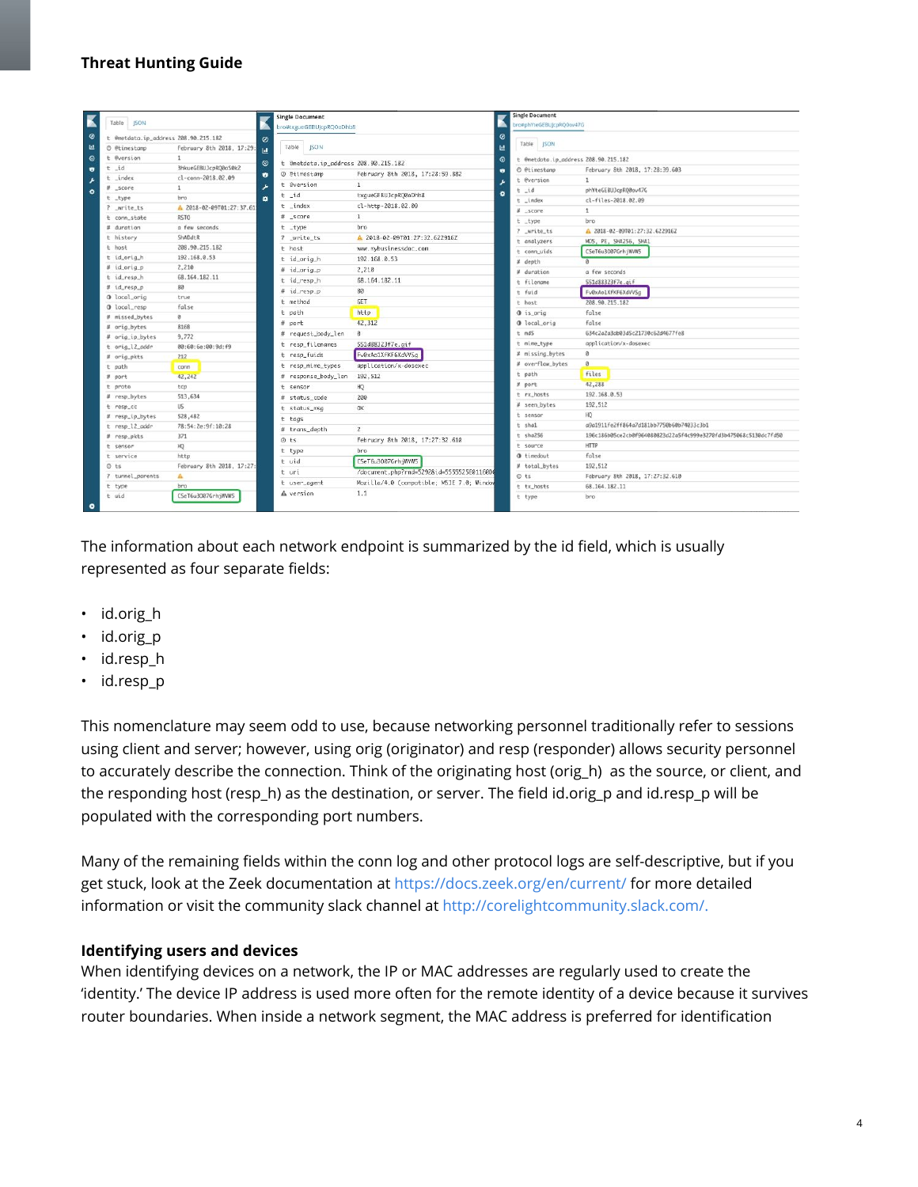The information about each network endpoint is summarized by the id field, which is usually represented as four separate fields:

- id.orig_h
- id.orig_p
- id.resp_h
- id.resp_p

This nomenclature may seem odd to use, because networking personnel traditionally refer to sessions using client and server; however, using orig (originator) and resp (responder) allows security personnel to accurately describe the connection. Think of the originating host (orig_h) as the source, or client, and the responding host (resp_h) as the destination, or server. The field id.orig_p and id.resp_p will be populated with the corresponding port numbers.

Many of the remaining fields within the conn log and other protocol logs are self-descriptive, but if you get stuck, look at the Zeek documentation at https://docs.zeek.org/en/current/ for more detailed information or visit the community slack channel at http://corelightcommunity.slack.com/.

### Identifying users and devices

When identifying devices on a network, the IP or MAC addresses are regularly used to create the 'identity.' The device IP address is used more often for the remote identity of a device because it survives router boundaries. When inside a network segment, the MAC address is preferred for identification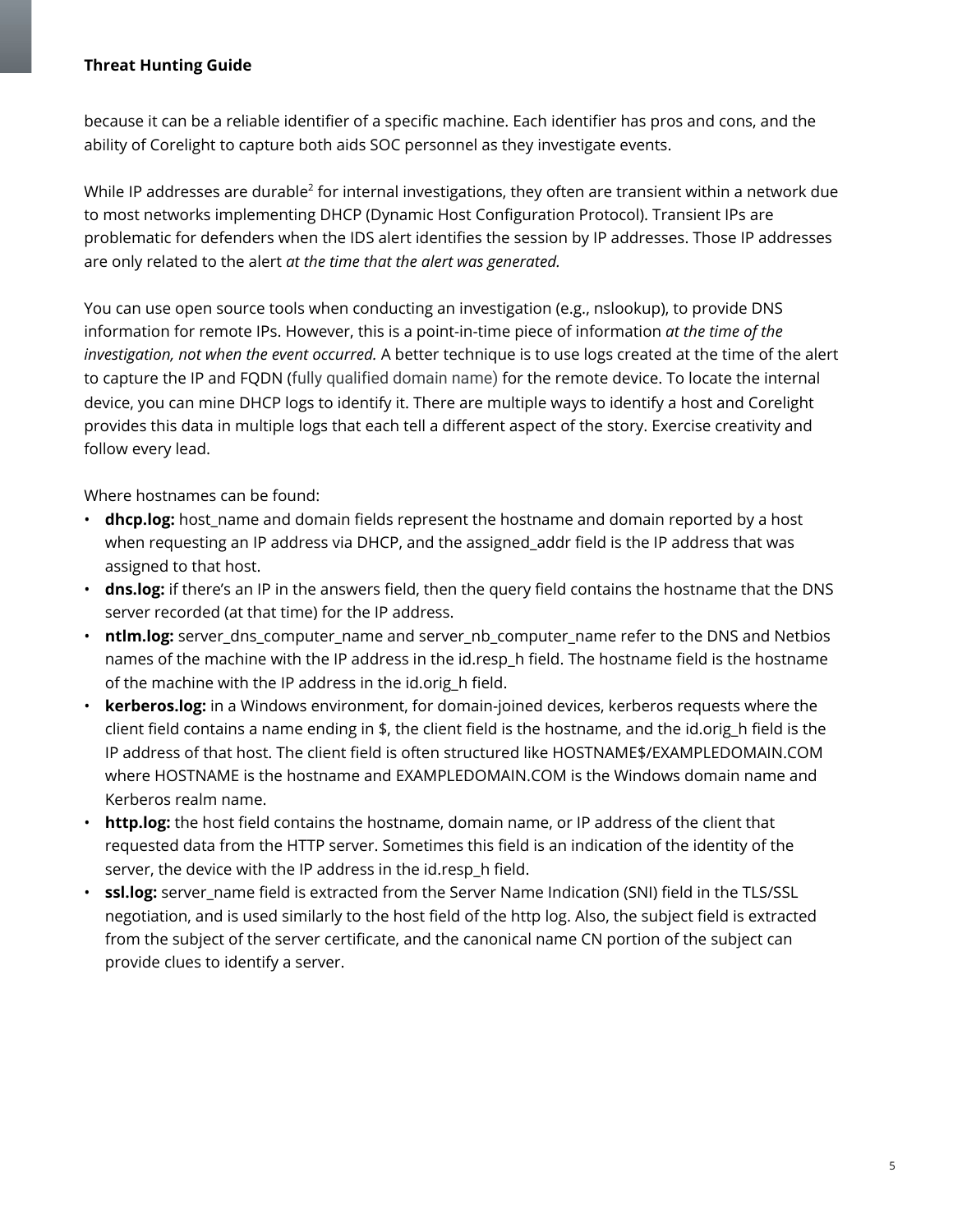because it can be a reliable identifier of a specific machine. Each identifier has pros and cons, and the ability of Corelight to capture both aids SOC personnel as they investigate events.

While IP addresses are durable[2] for internal investigations, they often are transient within a network due to most networks implementing DHCP (Dynamic Host Configuration Protocol). Transient IPs are problematic for defenders when the IDS alert identifies the session by IP addresses. Those IP addresses are only related to the alert *at the time that the alert was generated.*

You can use open source tools when conducting an investigation (e.g., nslookup), to provide DNS information for remote IPs. However, this is a point-in-time piece of information *at the time of the investigation, not when the event occurred.* A better technique is to use logs created at the time of the alert to capture the IP and FQDN (fully qualified domain name) for the remote device. To locate the internal device, you can mine DHCP logs to identify it. There are multiple ways to identify a host and Corelight provides this data in multiple logs that each tell a different aspect of the story. Exercise creativity and follow every lead.

Where hostnames can be found:

- **dhcp.log:** host_name and domain fields represent the hostname and domain reported by a host when requesting an IP address via DHCP, and the assigned_addr field is the IP address that was assigned to that host.
- **dns.log:** if there's an IP in the answers field, then the query field contains the hostname that the DNS server recorded (at that time) for the IP address.
- **ntlm.log:** server_dns_computer_name and server_nb_computer_name refer to the DNS and Netbios names of the machine with the IP address in the id.resp_h field. The hostname field is the hostname of the machine with the IP address in the id.orig_h field.
- **kerberos.log:** in a Windows environment, for domain-joined devices, kerberos requests where the client field contains a name ending in $, the client field is the hostname, and the id.orig_h field is the IP address of that host. The client field is often structured like HOSTNAME$/EXAMPLEDOMAIN.COM where HOSTNAME is the hostname and EXAMPLEDOMAIN.COM is the Windows domain name and Kerberos realm name.
- **http.log:** the host field contains the hostname, domain name, or IP address of the client that requested data from the HTTP server. Sometimes this field is an indication of the identity of the server, the device with the IP address in the id.resp_h field.
- **ssl.log:** server_name field is extracted from the Server Name Indication (SNI) field in the TLS/SSL negotiation, and is used similarly to the host field of the http log. Also, the subject field is extracted from the subject of the server certificate, and the canonical name CN portion of the subject can provide clues to identify a server.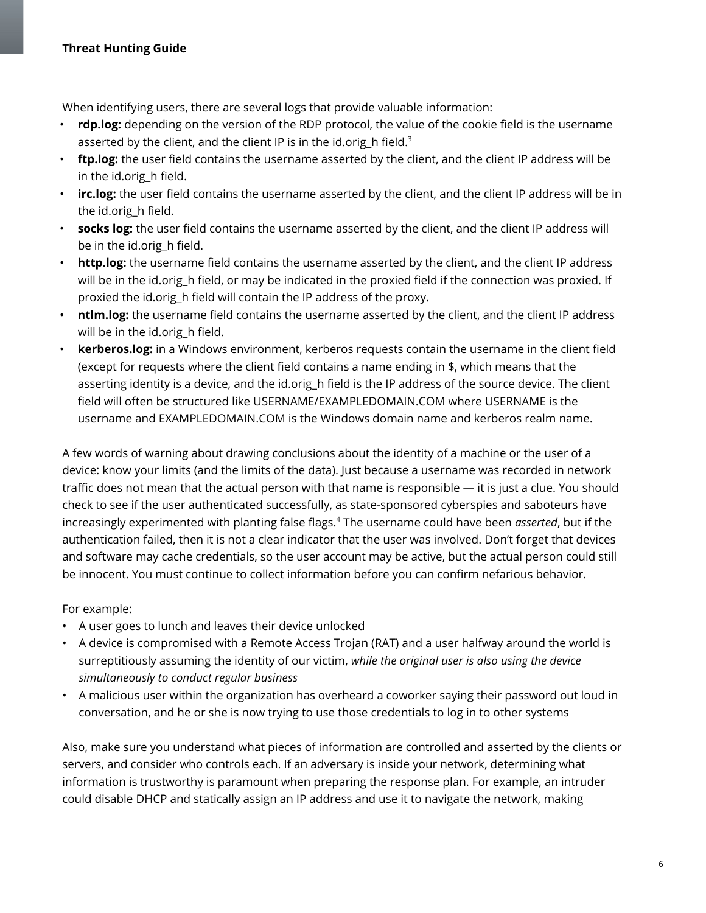When identifying users, there are several logs that provide valuable information:

- **rdp.log:** depending on the version of the RDP protocol, the value of the cookie field is the username asserted by the client, and the client IP is in the id.orig_h field.[3]
- **ftp.log:** the user field contains the username asserted by the client, and the client IP address will be in the id.orig_h field.
- **irc.log:** the user field contains the username asserted by the client, and the client IP address will be in the id.orig_h field.
- **socks log:** the user field contains the username asserted by the client, and the client IP address will be in the id.orig_h field.
- **http.log:** the username field contains the username asserted by the client, and the client IP address will be in the id.orig_h field, or may be indicated in the proxied field if the connection was proxied. If proxied the id.orig_h field will contain the IP address of the proxy.
- **ntlm.log:** the username field contains the username asserted by the client, and the client IP address will be in the id.orig_h field.
- **kerberos.log:** in a Windows environment, kerberos requests contain the username in the client field (except for requests where the client field contains a name ending in $, which means that the asserting identity is a device, and the id.orig_h field is the IP address of the source device. The client field will often be structured like USERNAME/EXAMPLEDOMAIN.COM where USERNAME is the username and EXAMPLEDOMAIN.COM is the Windows domain name and kerberos realm name.

A few words of warning about drawing conclusions about the identity of a machine or the user of a device: know your limits (and the limits of the data). Just because a username was recorded in network traffic does not mean that the actual person with that name is responsible — it is just a clue. You should check to see if the user authenticated successfully, as state-sponsored cyberspies and saboteurs have increasingly experimented with planting false flags.[4] The username could have been *asserted*, but if the authentication failed, then it is not a clear indicator that the user was involved. Don't forget that devices and software may cache credentials, so the user account may be active, but the actual person could still be innocent. You must continue to collect information before you can confirm nefarious behavior.

For example:

- A user goes to lunch and leaves their device unlocked
- A device is compromised with a Remote Access Trojan (RAT) and a user halfway around the world is surreptitiously assuming the identity of our victim, *while the original user is also using the device simultaneously to conduct regular business*
- A malicious user within the organization has overheard a coworker saying their password out loud in conversation, and he or she is now trying to use those credentials to log in to other systems

Also, make sure you understand what pieces of information are controlled and asserted by the clients or servers, and consider who controls each. If an adversary is inside your network, determining what information is trustworthy is paramount when preparing the response plan. For example, an intruder could disable DHCP and statically assign an IP address and use it to navigate the network, making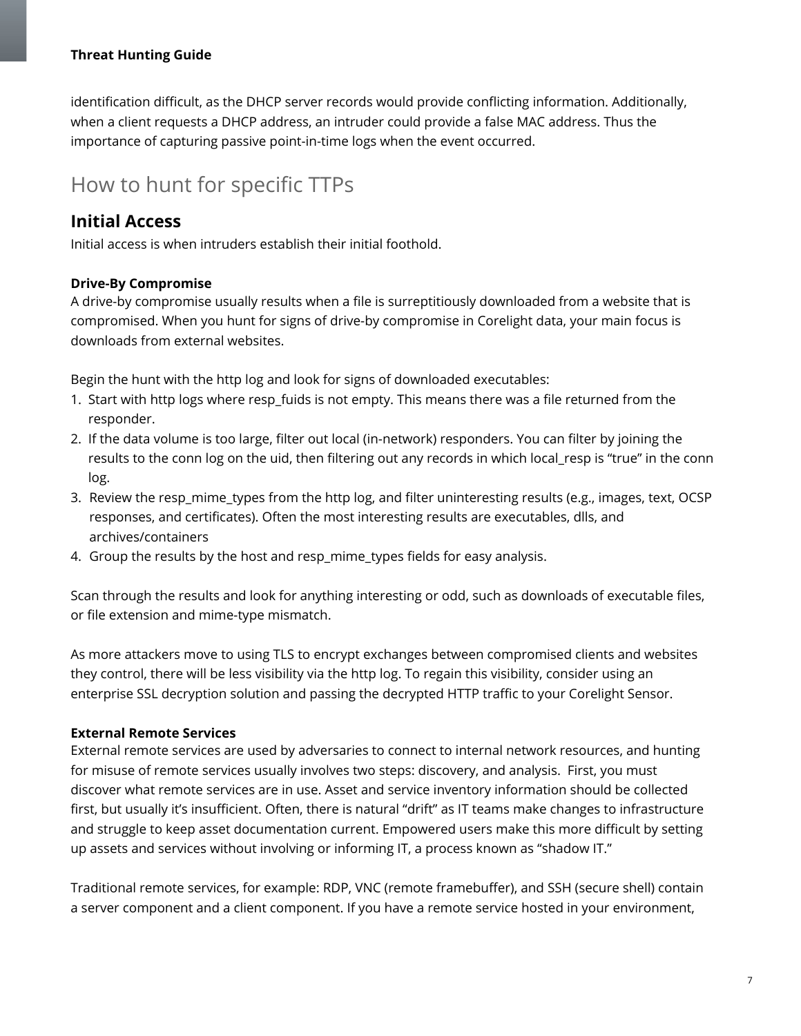identification difficult, as the DHCP server records would provide conflicting information. Additionally, when a client requests a DHCP address, an intruder could provide a false MAC address. Thus the importance of capturing passive point-in-time logs when the event occurred.

# How to hunt for specific TTPs

## Initial Access

Initial access is when intruders establish their initial foothold.

### Drive-By Compromise

A drive-by compromise usually results when a file is surreptitiously downloaded from a website that is compromised. When you hunt for signs of drive-by compromise in Corelight data, your main focus is downloads from external websites.

Begin the hunt with the http log and look for signs of downloaded executables:

1. Start with http logs where resp_fuids is not empty. This means there was a file returned from the responder.
2. If the data volume is too large, filter out local (in-network) responders. You can filter by joining the results to the conn log on the uid, then filtering out any records in which local_resp is "true" in the conn log.
3. Review the resp_mime_types from the http log, and filter uninteresting results (e.g., images, text, OCSP responses, and certificates). Often the most interesting results are executables, dlls, and archives/containers
4. Group the results by the host and resp_mime_types fields for easy analysis.

Scan through the results and look for anything interesting or odd, such as downloads of executable files, or file extension and mime-type mismatch.

As more attackers move to using TLS to encrypt exchanges between compromised clients and websites they control, there will be less visibility via the http log. To regain this visibility, consider using an enterprise SSL decryption solution and passing the decrypted HTTP traffic to your Corelight Sensor.

### External Remote Services

External remote services are used by adversaries to connect to internal network resources, and hunting for misuse of remote services usually involves two steps: discovery, and analysis. First, you must discover what remote services are in use. Asset and service inventory information should be collected first, but usually it's insufficient. Often, there is natural "drift" as IT teams make changes to infrastructure and struggle to keep asset documentation current. Empowered users make this more difficult by setting up assets and services without involving or informing IT, a process known as "shadow IT."

Traditional remote services, for example: RDP, VNC (remote framebuffer), and SSH (secure shell) contain a server component and a client component. If you have a remote service hosted in your environment,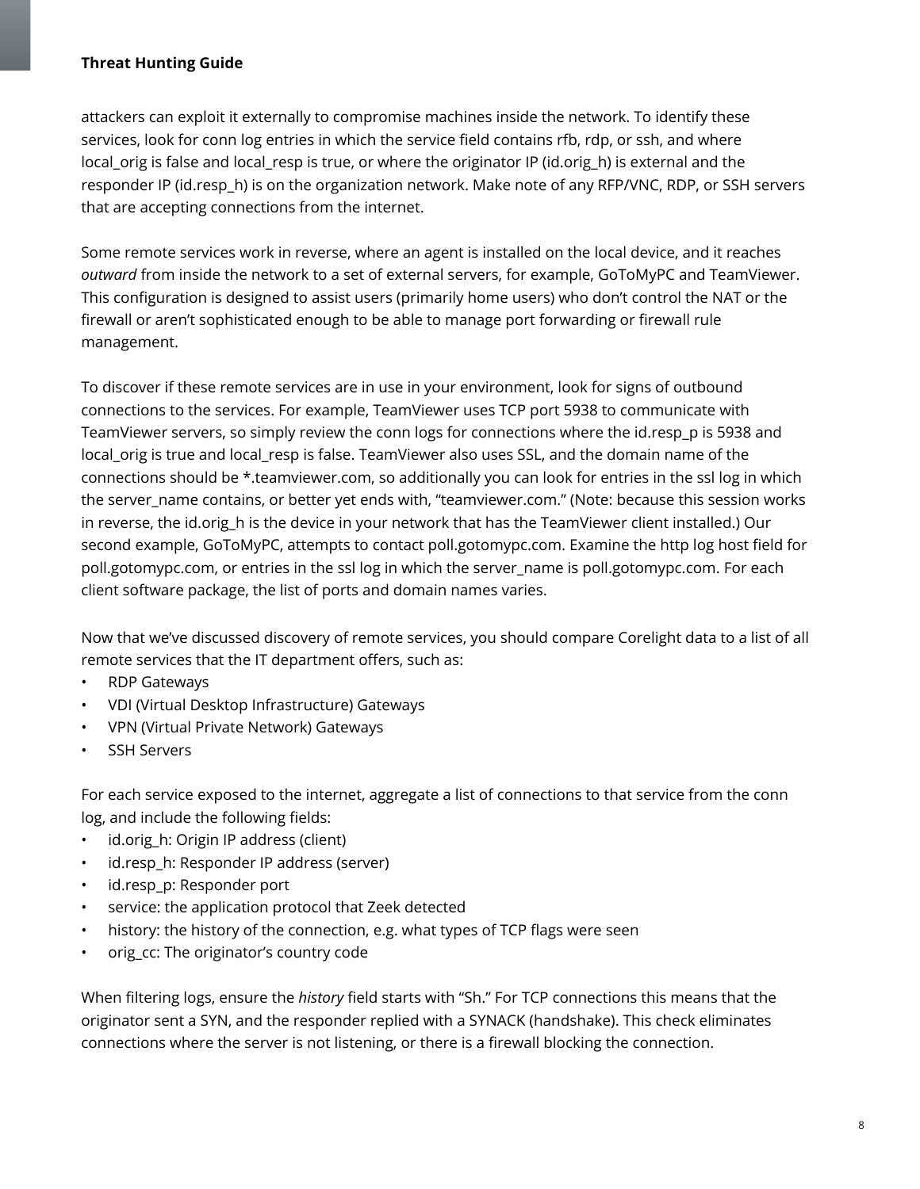attackers can exploit it externally to compromise machines inside the network. To identify these services, look for conn log entries in which the service field contains rfb, rdp, or ssh, and where local_orig is false and local_resp is true, or where the originator IP (id.orig_h) is external and the responder IP (id.resp_h) is on the organization network. Make note of any RFP/VNC, RDP, or SSH servers that are accepting connections from the internet.

Some remote services work in reverse, where an agent is installed on the local device, and it reaches *outward* from inside the network to a set of external servers, for example, GoToMyPC and TeamViewer. This configuration is designed to assist users (primarily home users) who don't control the NAT or the firewall or aren't sophisticated enough to be able to manage port forwarding or firewall rule management.

To discover if these remote services are in use in your environment, look for signs of outbound connections to the services. For example, TeamViewer uses TCP port 5938 to communicate with TeamViewer servers, so simply review the conn logs for connections where the id.resp_p is 5938 and local_orig is true and local_resp is false. TeamViewer also uses SSL, and the domain name of the connections should be *.teamviewer.com, so additionally you can look for entries in the ssl log in which the server_name contains, or better yet ends with, "teamviewer.com." (Note: because this session works in reverse, the id.orig_h is the device in your network that has the TeamViewer client installed.) Our second example, GoToMyPC, attempts to contact poll.gotomypc.com. Examine the http log host field for poll.gotomypc.com, or entries in the ssl log in which the server_name is poll.gotomypc.com. For each client software package, the list of ports and domain names varies.

Now that we've discussed discovery of remote services, you should compare Corelight data to a list of all remote services that the IT department offers, such as:

- RDP Gateways
- VDI (Virtual Desktop Infrastructure) Gateways
- VPN (Virtual Private Network) Gateways
- SSH Servers

For each service exposed to the internet, aggregate a list of connections to that service from the conn log, and include the following fields:

- id.orig_h: Origin IP address (client)
- id.resp_h: Responder IP address (server)
- id.resp_p: Responder port
- service: the application protocol that Zeek detected
- history: the history of the connection, e.g. what types of TCP flags were seen
- orig_cc: The originator's country code

When filtering logs, ensure the *history* field starts with "Sh." For TCP connections this means that the originator sent a SYN, and the responder replied with a SYNACK (handshake). This check eliminates connections where the server is not listening, or there is a firewall blocking the connection.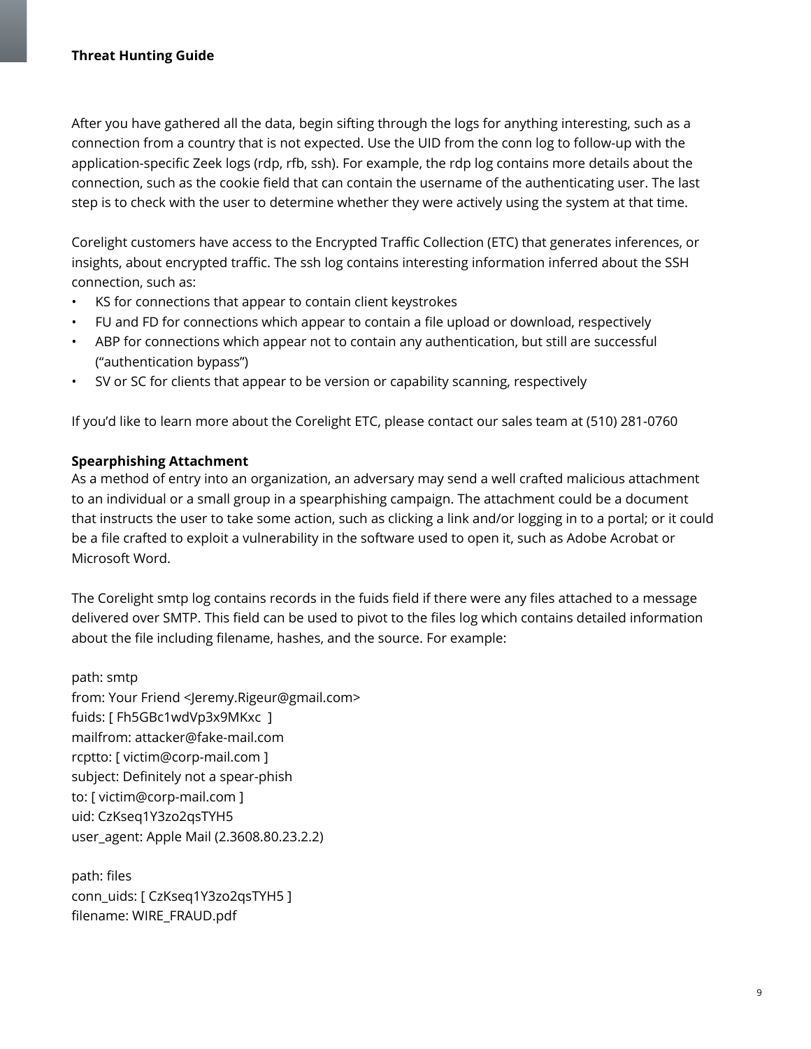After you have gathered all the data, begin sifting through the logs for anything interesting, such as a connection from a country that is not expected. Use the UID from the conn log to follow-up with the application-specific Zeek logs (rdp, rfb, ssh). For example, the rdp log contains more details about the connection, such as the cookie field that can contain the username of the authenticating user. The last step is to check with the user to determine whether they were actively using the system at that time.

Corelight customers have access to the Encrypted Traffic Collection (ETC) that generates inferences, or insights, about encrypted traffic. The ssh log contains interesting information inferred about the SSH connection, such as:

- KS for connections that appear to contain client keystrokes
- FU and FD for connections which appear to contain a file upload or download, respectively
- ABP for connections which appear not to contain any authentication, but still are successful ("authentication bypass")
- SV or SC for clients that appear to be version or capability scanning, respectively

If you'd like to learn more about the Corelight ETC, please contact our sales team at (510) 281-0760

**Spearphishing Attachment**

As a method of entry into an organization, an adversary may send a well crafted malicious attachment to an individual or a small group in a spearphishing campaign. The attachment could be a document that instructs the user to take some action, such as clicking a link and/or logging in to a portal; or it could be a file crafted to exploit a vulnerability in the software used to open it, such as Adobe Acrobat or Microsoft Word.

The Corelight smtp log contains records in the fuids field if there were any files attached to a message delivered over SMTP. This field can be used to pivot to the files log which contains detailed information about the file including filename, hashes, and the source. For example:

```
path: smtp
from: Your Friend <Jeremy.Rigeur@gmail.com>
fuids: [ Fh5GBc1wdVp3x9MKxc  ]
mailfrom: attacker@fake-mail.com
rcptto: [ victim@corp-mail.com ]
subject: Definitely not a spear-phish
to: [ victim@corp-mail.com ]
uid: CzKseq1Y3zo2qsTYH5
user_agent: Apple Mail (2.3608.80.23.2.2)

path: files
conn_uids: [ CzKseq1Y3zo2qsTYH5 ]
filename: WIRE_FRAUD.pdf
```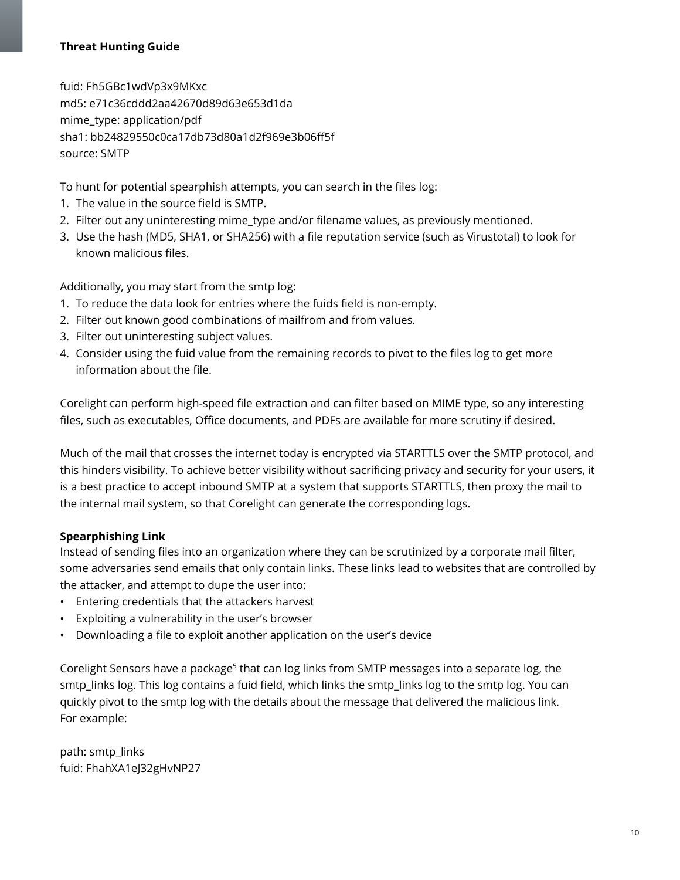fuid: Fh5GBc1wdVp3x9MKxc
md5: e71c36cddd2aa42670d89d63e653d1da
mime_type: application/pdf
sha1: bb24829550c0ca17db73d80a1d2f969e3b06ff5f
source: SMTP

To hunt for potential spearphish attempts, you can search in the files log:

1. The value in the source field is SMTP.
2. Filter out any uninteresting mime_type and/or filename values, as previously mentioned.
3. Use the hash (MD5, SHA1, or SHA256) with a file reputation service (such as Virustotal) to look for known malicious files.

Additionally, you may start from the smtp log:

1. To reduce the data look for entries where the fuids field is non-empty.
2. Filter out known good combinations of mailfrom and from values.
3. Filter out uninteresting subject values.
4. Consider using the fuid value from the remaining records to pivot to the files log to get more information about the file.

Corelight can perform high-speed file extraction and can filter based on MIME type, so any interesting files, such as executables, Office documents, and PDFs are available for more scrutiny if desired.

Much of the mail that crosses the internet today is encrypted via STARTTLS over the SMTP protocol, and this hinders visibility. To achieve better visibility without sacrificing privacy and security for your users, it is a best practice to accept inbound SMTP at a system that supports STARTTLS, then proxy the mail to the internal mail system, so that Corelight can generate the corresponding logs.

**Spearphishing Link**

Instead of sending files into an organization where they can be scrutinized by a corporate mail filter, some adversaries send emails that only contain links. These links lead to websites that are controlled by the attacker, and attempt to dupe the user into:

- Entering credentials that the attackers harvest
- Exploiting a vulnerability in the user's browser
- Downloading a file to exploit another application on the user's device

Corelight Sensors have a package[5] that can log links from SMTP messages into a separate log, the smtp_links log. This log contains a fuid field, which links the smtp_links log to the smtp log. You can quickly pivot to the smtp log with the details about the message that delivered the malicious link.
For example:

path: smtp_links
fuid: FhahXA1eJ32gHvNP27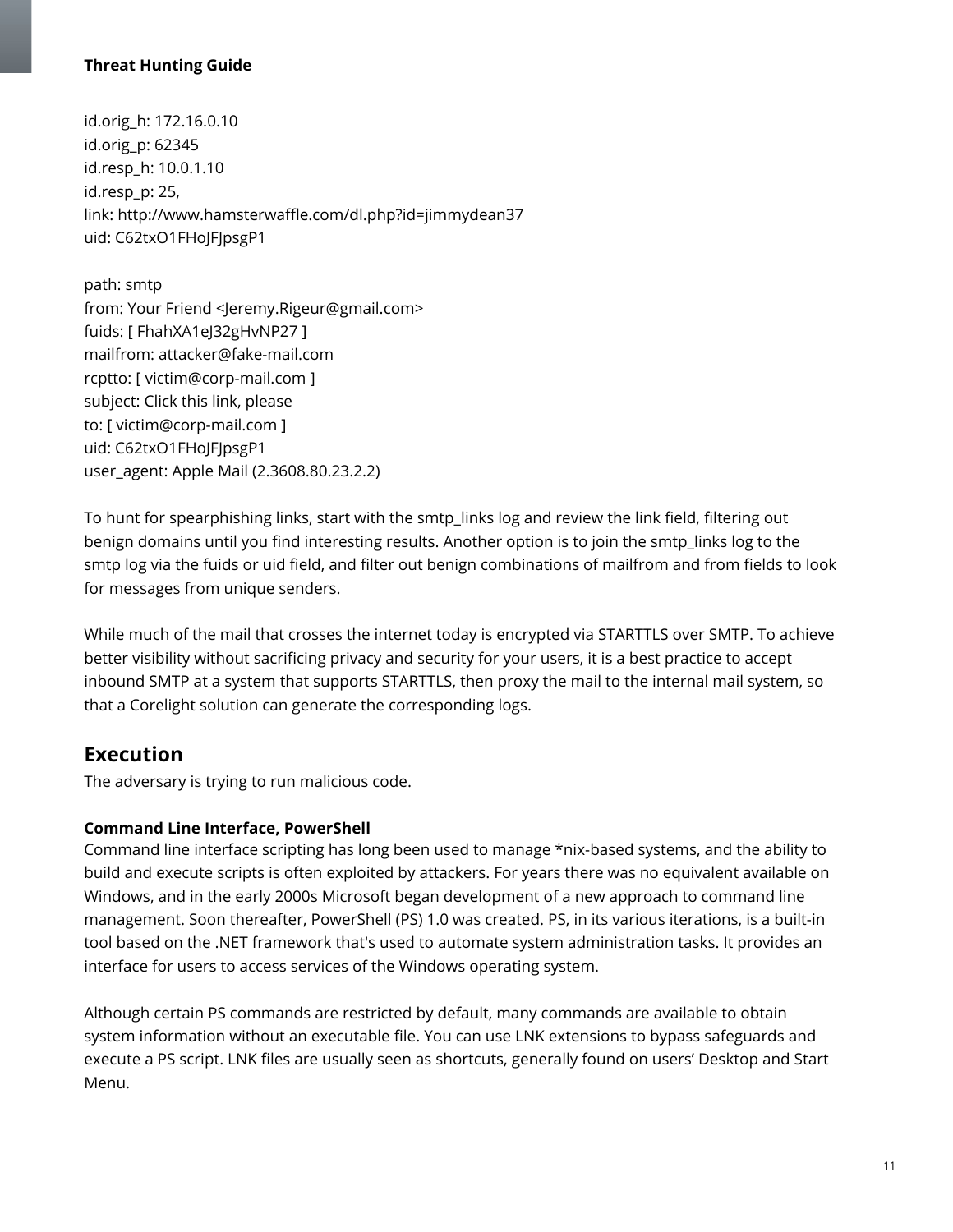id.orig_h: 172.16.0.10
id.orig_p: 62345
id.resp_h: 10.0.1.10
id.resp_p: 25,
link: http://www.hamsterwaffle.com/dl.php?id=jimmydean37
uid: C62txO1FHoJFJpsgP1

path: smtp
from: Your Friend <Jeremy.Rigeur@gmail.com>
fuids: [ FhahXA1eJ32gHvNP27 ]
mailfrom: attacker@fake-mail.com
rcptto: [ victim@corp-mail.com ]
subject: Click this link, please
to: [ victim@corp-mail.com ]
uid: C62txO1FHoJFJpsgP1
user_agent: Apple Mail (2.3608.80.23.2.2)

To hunt for spearphishing links, start with the smtp_links log and review the link field, filtering out benign domains until you find interesting results. Another option is to join the smtp_links log to the smtp log via the fuids or uid field, and filter out benign combinations of mailfrom and from fields to look for messages from unique senders.

While much of the mail that crosses the internet today is encrypted via STARTTLS over SMTP. To achieve better visibility without sacrificing privacy and security for your users, it is a best practice to accept inbound SMTP at a system that supports STARTTLS, then proxy the mail to the internal mail system, so that a Corelight solution can generate the corresponding logs.

## Execution

The adversary is trying to run malicious code.

**Command Line Interface, PowerShell**

Command line interface scripting has long been used to manage *nix-based systems, and the ability to build and execute scripts is often exploited by attackers. For years there was no equivalent available on Windows, and in the early 2000s Microsoft began development of a new approach to command line management. Soon thereafter, PowerShell (PS) 1.0 was created. PS, in its various iterations, is a built-in tool based on the .NET framework that's used to automate system administration tasks. It provides an interface for users to access services of the Windows operating system.

Although certain PS commands are restricted by default, many commands are available to obtain system information without an executable file. You can use LNK extensions to bypass safeguards and execute a PS script. LNK files are usually seen as shortcuts, generally found on users' Desktop and Start Menu.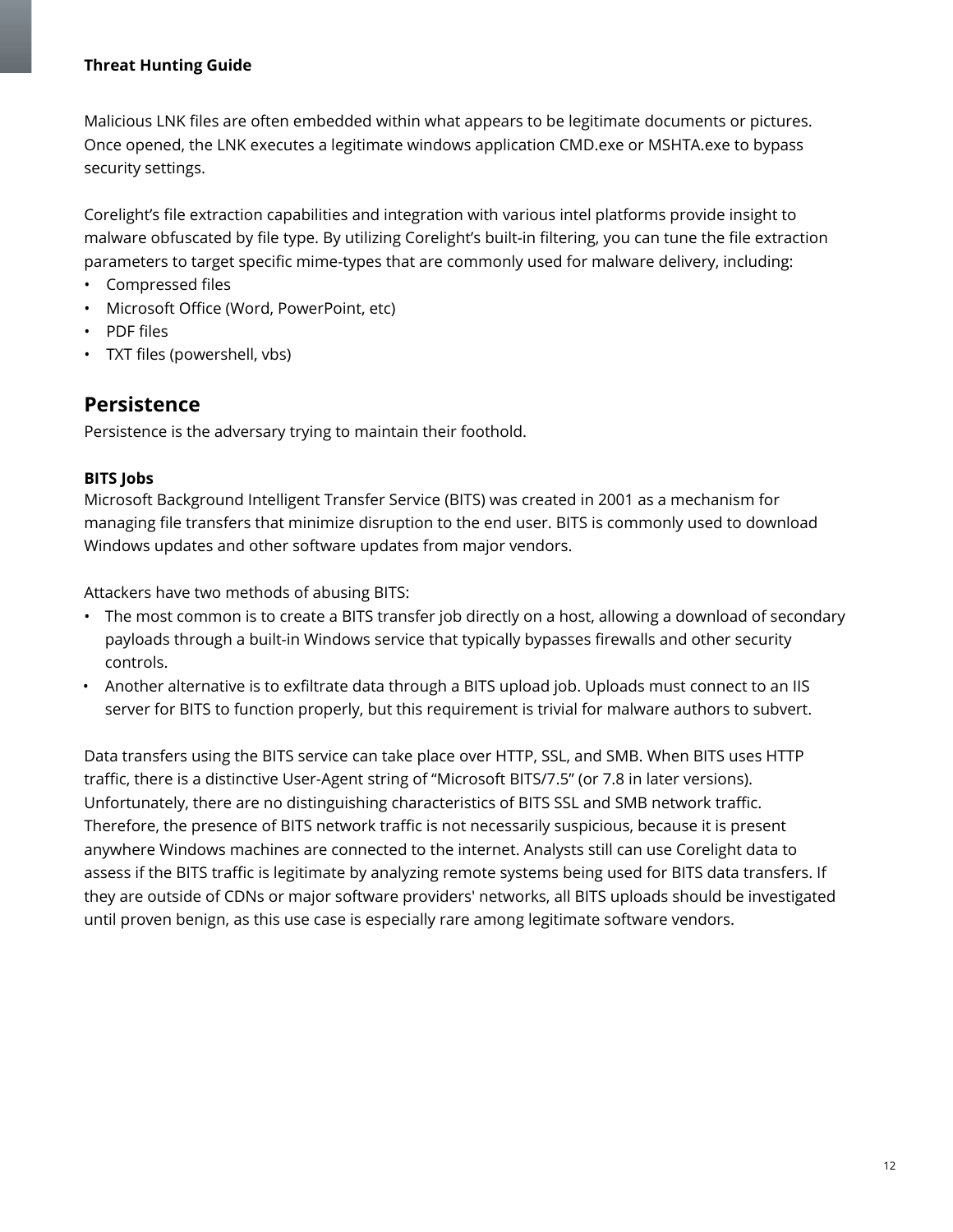Malicious LNK files are often embedded within what appears to be legitimate documents or pictures. Once opened, the LNK executes a legitimate windows application CMD.exe or MSHTA.exe to bypass security settings.

Corelight's file extraction capabilities and integration with various intel platforms provide insight to malware obfuscated by file type. By utilizing Corelight's built-in filtering, you can tune the file extraction parameters to target specific mime-types that are commonly used for malware delivery, including:

- Compressed files
- Microsoft Office (Word, PowerPoint, etc)
- PDF files
- TXT files (powershell, vbs)

## Persistence

Persistence is the adversary trying to maintain their foothold.

**BITS Jobs**

Microsoft Background Intelligent Transfer Service (BITS) was created in 2001 as a mechanism for managing file transfers that minimize disruption to the end user. BITS is commonly used to download Windows updates and other software updates from major vendors.

Attackers have two methods of abusing BITS:

- The most common is to create a BITS transfer job directly on a host, allowing a download of secondary payloads through a built-in Windows service that typically bypasses firewalls and other security controls.
- Another alternative is to exfiltrate data through a BITS upload job. Uploads must connect to an IIS server for BITS to function properly, but this requirement is trivial for malware authors to subvert.

Data transfers using the BITS service can take place over HTTP, SSL, and SMB. When BITS uses HTTP traffic, there is a distinctive User-Agent string of "Microsoft BITS/7.5" (or 7.8 in later versions). Unfortunately, there are no distinguishing characteristics of BITS SSL and SMB network traffic. Therefore, the presence of BITS network traffic is not necessarily suspicious, because it is present anywhere Windows machines are connected to the internet. Analysts still can use Corelight data to assess if the BITS traffic is legitimate by analyzing remote systems being used for BITS data transfers. If they are outside of CDNs or major software providers' networks, all BITS uploads should be investigated until proven benign, as this use case is especially rare among legitimate software vendors.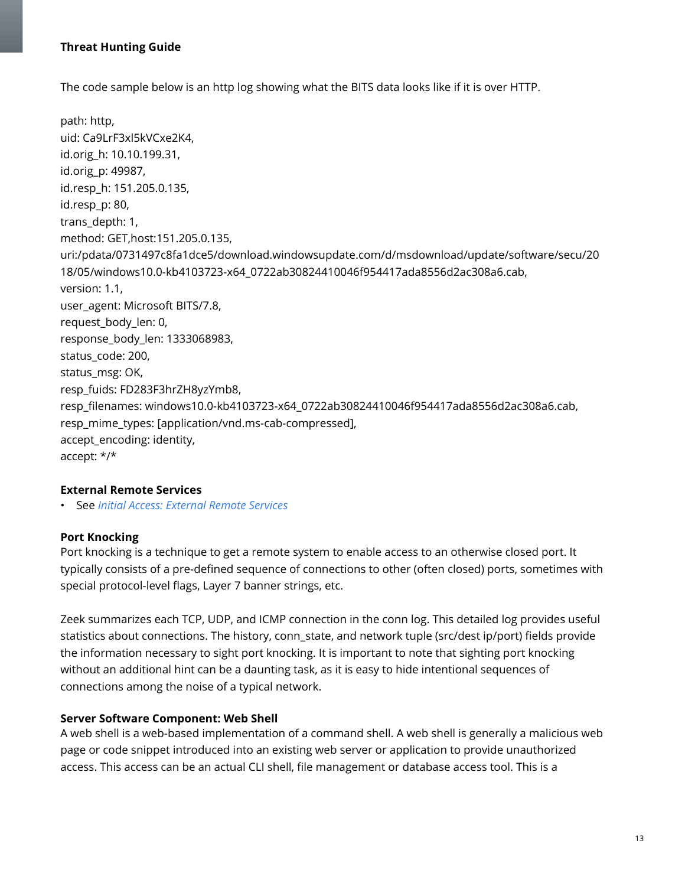The code sample below is an http log showing what the BITS data looks like if it is over HTTP.

```
path: http,
uid: Ca9LrF3xl5kVCxe2K4,
id.orig_h: 10.10.199.31,
id.orig_p: 49987,
id.resp_h: 151.205.0.135,
id.resp_p: 80,
trans_depth: 1,
method: GET,host:151.205.0.135,
uri:/pdata/0731497c8fa1dce5/download.windowsupdate.com/d/msdownload/update/software/secu/2018/05/windows10.0-kb4103723-x64_0722ab30824410046f954417ada8556d2ac308a6.cab,
version: 1.1,
user_agent: Microsoft BITS/7.8,
request_body_len: 0,
response_body_len: 1333068983,
status_code: 200,
status_msg: OK,
resp_fuids: FD283F3hrZH8yzYmb8,
resp_filenames: windows10.0-kb4103723-x64_0722ab30824410046f954417ada8556d2ac308a6.cab,
resp_mime_types: [application/vnd.ms-cab-compressed],
accept_encoding: identity,
accept: */*
```

**External Remote Services**

- See *Initial Access: External Remote Services*

**Port Knocking**

Port knocking is a technique to get a remote system to enable access to an otherwise closed port. It typically consists of a pre-defined sequence of connections to other (often closed) ports, sometimes with special protocol-level flags, Layer 7 banner strings, etc.

Zeek summarizes each TCP, UDP, and ICMP connection in the conn log. This detailed log provides useful statistics about connections. The history, conn_state, and network tuple (src/dest ip/port) fields provide the information necessary to sight port knocking. It is important to note that sighting port knocking without an additional hint can be a daunting task, as it is easy to hide intentional sequences of connections among the noise of a typical network.

**Server Software Component: Web Shell**

A web shell is a web-based implementation of a command shell. A web shell is generally a malicious web page or code snippet introduced into an existing web server or application to provide unauthorized access. This access can be an actual CLI shell, file management or database access tool. This is a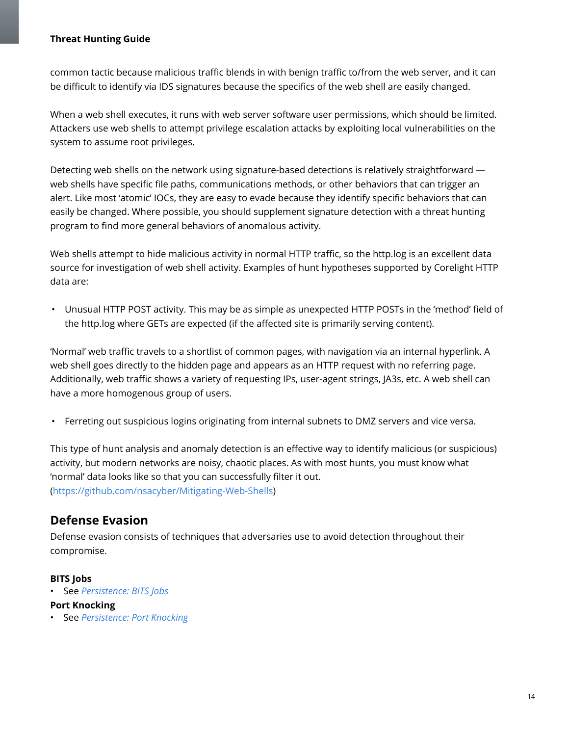common tactic because malicious traffic blends in with benign traffic to/from the web server, and it can be difficult to identify via IDS signatures because the specifics of the web shell are easily changed.

When a web shell executes, it runs with web server software user permissions, which should be limited. Attackers use web shells to attempt privilege escalation attacks by exploiting local vulnerabilities on the system to assume root privileges.

Detecting web shells on the network using signature-based detections is relatively straightforward — web shells have specific file paths, communications methods, or other behaviors that can trigger an alert. Like most 'atomic' IOCs, they are easy to evade because they identify specific behaviors that can easily be changed. Where possible, you should supplement signature detection with a threat hunting program to find more general behaviors of anomalous activity.

Web shells attempt to hide malicious activity in normal HTTP traffic, so the http.log is an excellent data source for investigation of web shell activity. Examples of hunt hypotheses supported by Corelight HTTP data are:

- Unusual HTTP POST activity. This may be as simple as unexpected HTTP POSTs in the 'method' field of the http.log where GETs are expected (if the affected site is primarily serving content).

'Normal' web traffic travels to a shortlist of common pages, with navigation via an internal hyperlink. A web shell goes directly to the hidden page and appears as an HTTP request with no referring page. Additionally, web traffic shows a variety of requesting IPs, user-agent strings, JA3s, etc. A web shell can have a more homogenous group of users.

- Ferreting out suspicious logins originating from internal subnets to DMZ servers and vice versa.

This type of hunt analysis and anomaly detection is an effective way to identify malicious (or suspicious) activity, but modern networks are noisy, chaotic places. As with most hunts, you must know what 'normal' data looks like so that you can successfully filter it out.
(https://github.com/nsacyber/Mitigating-Web-Shells)

## Defense Evasion

Defense evasion consists of techniques that adversaries use to avoid detection throughout their compromise.

**BITS Jobs**

- See *Persistence: BITS Jobs*

**Port Knocking**

- See *Persistence: Port Knocking*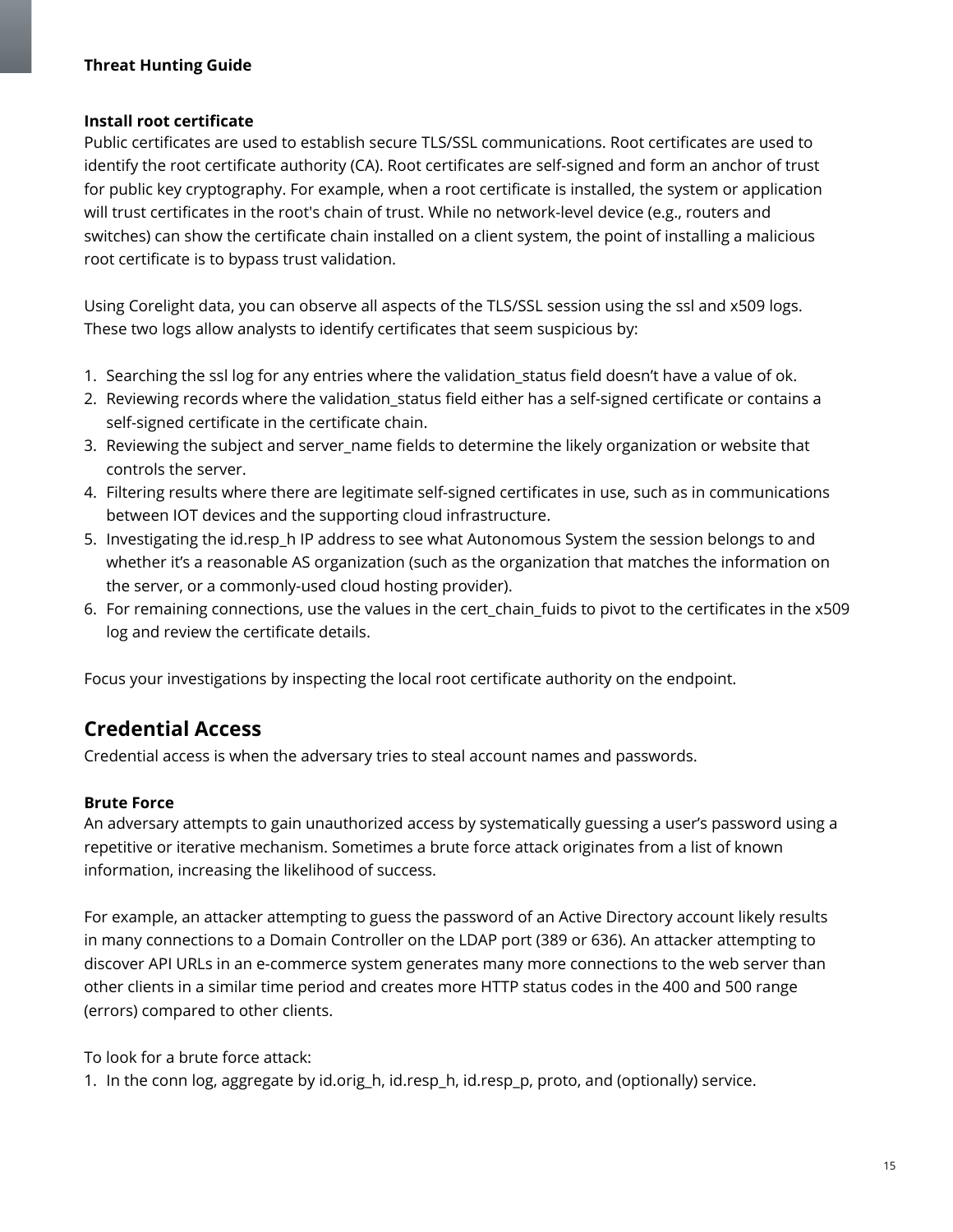**Install root certificate**

Public certificates are used to establish secure TLS/SSL communications. Root certificates are used to identify the root certificate authority (CA). Root certificates are self-signed and form an anchor of trust for public key cryptography. For example, when a root certificate is installed, the system or application will trust certificates in the root's chain of trust. While no network-level device (e.g., routers and switches) can show the certificate chain installed on a client system, the point of installing a malicious root certificate is to bypass trust validation.

Using Corelight data, you can observe all aspects of the TLS/SSL session using the ssl and x509 logs. These two logs allow analysts to identify certificates that seem suspicious by:

1. Searching the ssl log for any entries where the validation_status field doesn't have a value of ok.
2. Reviewing records where the validation_status field either has a self-signed certificate or contains a self-signed certificate in the certificate chain.
3. Reviewing the subject and server_name fields to determine the likely organization or website that controls the server.
4. Filtering results where there are legitimate self-signed certificates in use, such as in communications between IOT devices and the supporting cloud infrastructure.
5. Investigating the id.resp_h IP address to see what Autonomous System the session belongs to and whether it's a reasonable AS organization (such as the organization that matches the information on the server, or a commonly-used cloud hosting provider).
6. For remaining connections, use the values in the cert_chain_fuids to pivot to the certificates in the x509 log and review the certificate details.

Focus your investigations by inspecting the local root certificate authority on the endpoint.

## Credential Access

Credential access is when the adversary tries to steal account names and passwords.

**Brute Force**

An adversary attempts to gain unauthorized access by systematically guessing a user's password using a repetitive or iterative mechanism. Sometimes a brute force attack originates from a list of known information, increasing the likelihood of success.

For example, an attacker attempting to guess the password of an Active Directory account likely results in many connections to a Domain Controller on the LDAP port (389 or 636). An attacker attempting to discover API URLs in an e-commerce system generates many more connections to the web server than other clients in a similar time period and creates more HTTP status codes in the 400 and 500 range (errors) compared to other clients.

To look for a brute force attack:

1. In the conn log, aggregate by id.orig_h, id.resp_h, id.resp_p, proto, and (optionally) service.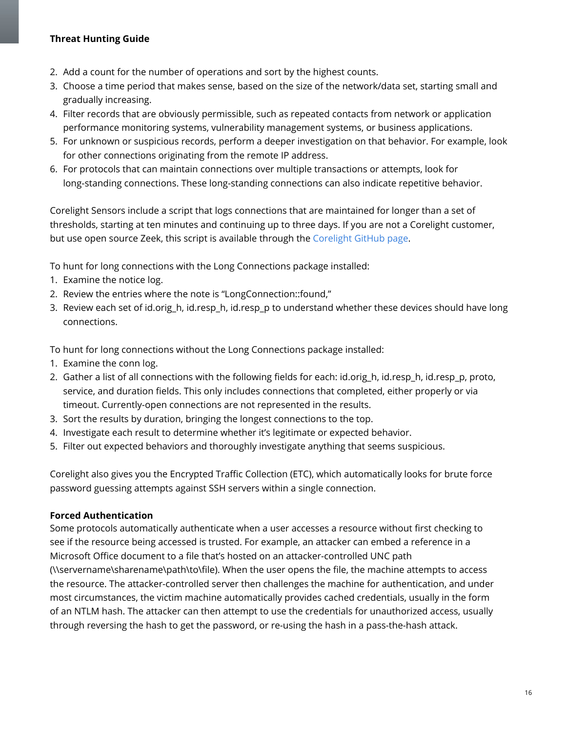2. Add a count for the number of operations and sort by the highest counts.
3. Choose a time period that makes sense, based on the size of the network/data set, starting small and gradually increasing.
4. Filter records that are obviously permissible, such as repeated contacts from network or application performance monitoring systems, vulnerability management systems, or business applications.
5. For unknown or suspicious records, perform a deeper investigation on that behavior. For example, look for other connections originating from the remote IP address.
6. For protocols that can maintain connections over multiple transactions or attempts, look for long-standing connections. These long-standing connections can also indicate repetitive behavior.

Corelight Sensors include a script that logs connections that are maintained for longer than a set of thresholds, starting at ten minutes and continuing up to three days. If you are not a Corelight customer, but use open source Zeek, this script is available through the Corelight GitHub page.

To hunt for long connections with the Long Connections package installed:

1. Examine the notice log.
2. Review the entries where the note is “LongConnection::found,”
3. Review each set of id.orig_h, id.resp_h, id.resp_p to understand whether these devices should have long connections.

To hunt for long connections without the Long Connections package installed:

1. Examine the conn log.
2. Gather a list of all connections with the following fields for each: id.orig_h, id.resp_h, id.resp_p, proto, service, and duration fields. This only includes connections that completed, either properly or via timeout. Currently-open connections are not represented in the results.
3. Sort the results by duration, bringing the longest connections to the top.
4. Investigate each result to determine whether it’s legitimate or expected behavior.
5. Filter out expected behaviors and thoroughly investigate anything that seems suspicious.

Corelight also gives you the Encrypted Traffic Collection (ETC), which automatically looks for brute force password guessing attempts against SSH servers within a single connection.

**Forced Authentication**

Some protocols automatically authenticate when a user accesses a resource without first checking to see if the resource being accessed is trusted. For example, an attacker can embed a reference in a Microsoft Office document to a file that’s hosted on an attacker-controlled UNC path (\\servername\sharename\path\to\file). When the user opens the file, the machine attempts to access the resource. The attacker-controlled server then challenges the machine for authentication, and under most circumstances, the victim machine automatically provides cached credentials, usually in the form of an NTLM hash. The attacker can then attempt to use the credentials for unauthorized access, usually through reversing the hash to get the password, or re-using the hash in a pass-the-hash attack.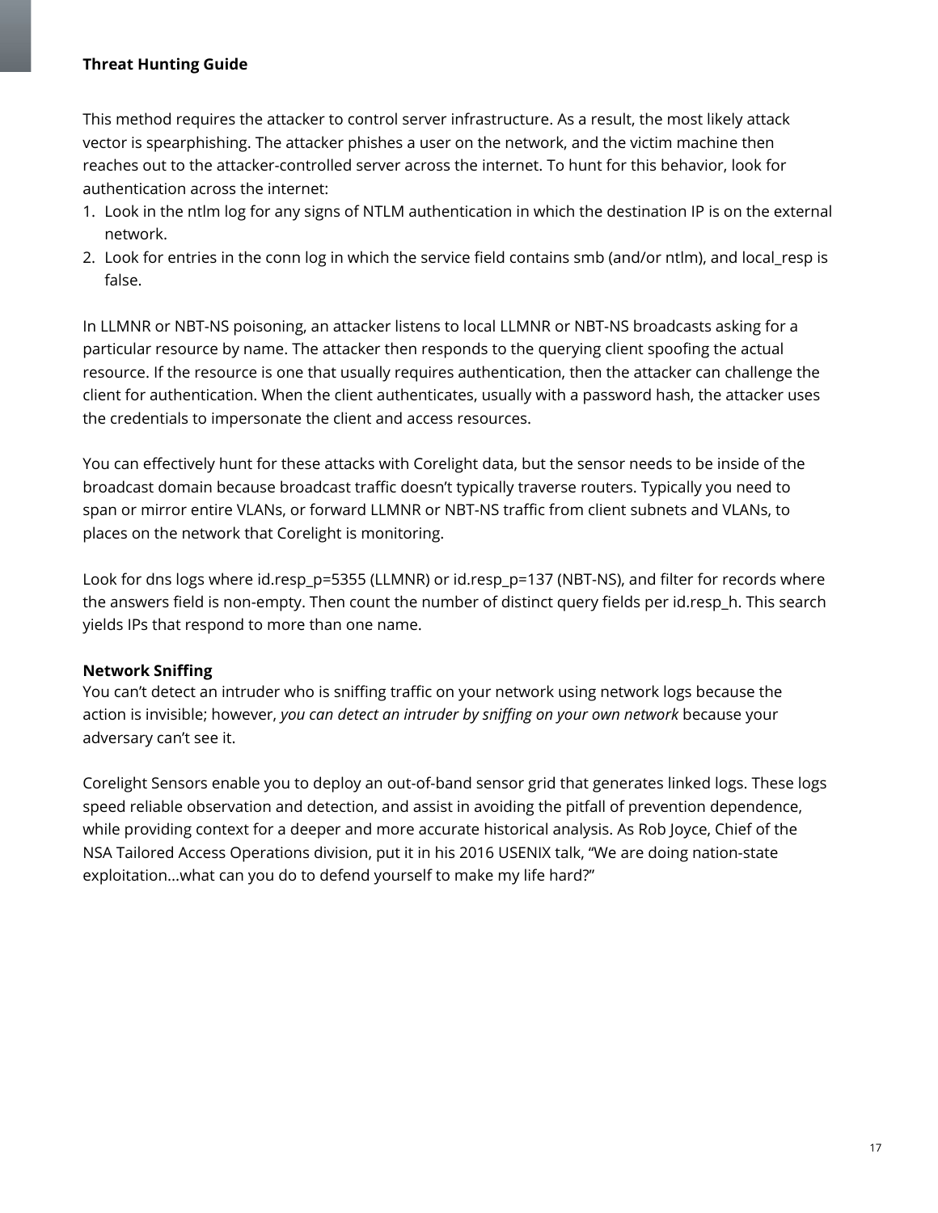This method requires the attacker to control server infrastructure. As a result, the most likely attack vector is spearphishing. The attacker phishes a user on the network, and the victim machine then reaches out to the attacker-controlled server across the internet. To hunt for this behavior, look for authentication across the internet:

1. Look in the ntlm log for any signs of NTLM authentication in which the destination IP is on the external network.
2. Look for entries in the conn log in which the service field contains smb (and/or ntlm), and local_resp is false.

In LLMNR or NBT-NS poisoning, an attacker listens to local LLMNR or NBT-NS broadcasts asking for a particular resource by name. The attacker then responds to the querying client spoofing the actual resource. If the resource is one that usually requires authentication, then the attacker can challenge the client for authentication. When the client authenticates, usually with a password hash, the attacker uses the credentials to impersonate the client and access resources.

You can effectively hunt for these attacks with Corelight data, but the sensor needs to be inside of the broadcast domain because broadcast traffic doesn't typically traverse routers. Typically you need to span or mirror entire VLANs, or forward LLMNR or NBT-NS traffic from client subnets and VLANs, to places on the network that Corelight is monitoring.

Look for dns logs where id.resp_p=5355 (LLMNR) or id.resp_p=137 (NBT-NS), and filter for records where the answers field is non-empty. Then count the number of distinct query fields per id.resp_h. This search yields IPs that respond to more than one name.

**Network Sniffing**

You can't detect an intruder who is sniffing traffic on your network using network logs because the action is invisible; however, *you can detect an intruder by sniffing on your own network* because your adversary can't see it.

Corelight Sensors enable you to deploy an out-of-band sensor grid that generates linked logs. These logs speed reliable observation and detection, and assist in avoiding the pitfall of prevention dependence, while providing context for a deeper and more accurate historical analysis. As Rob Joyce, Chief of the NSA Tailored Access Operations division, put it in his 2016 USENIX talk, "We are doing nation-state exploitation...what can you do to defend yourself to make my life hard?"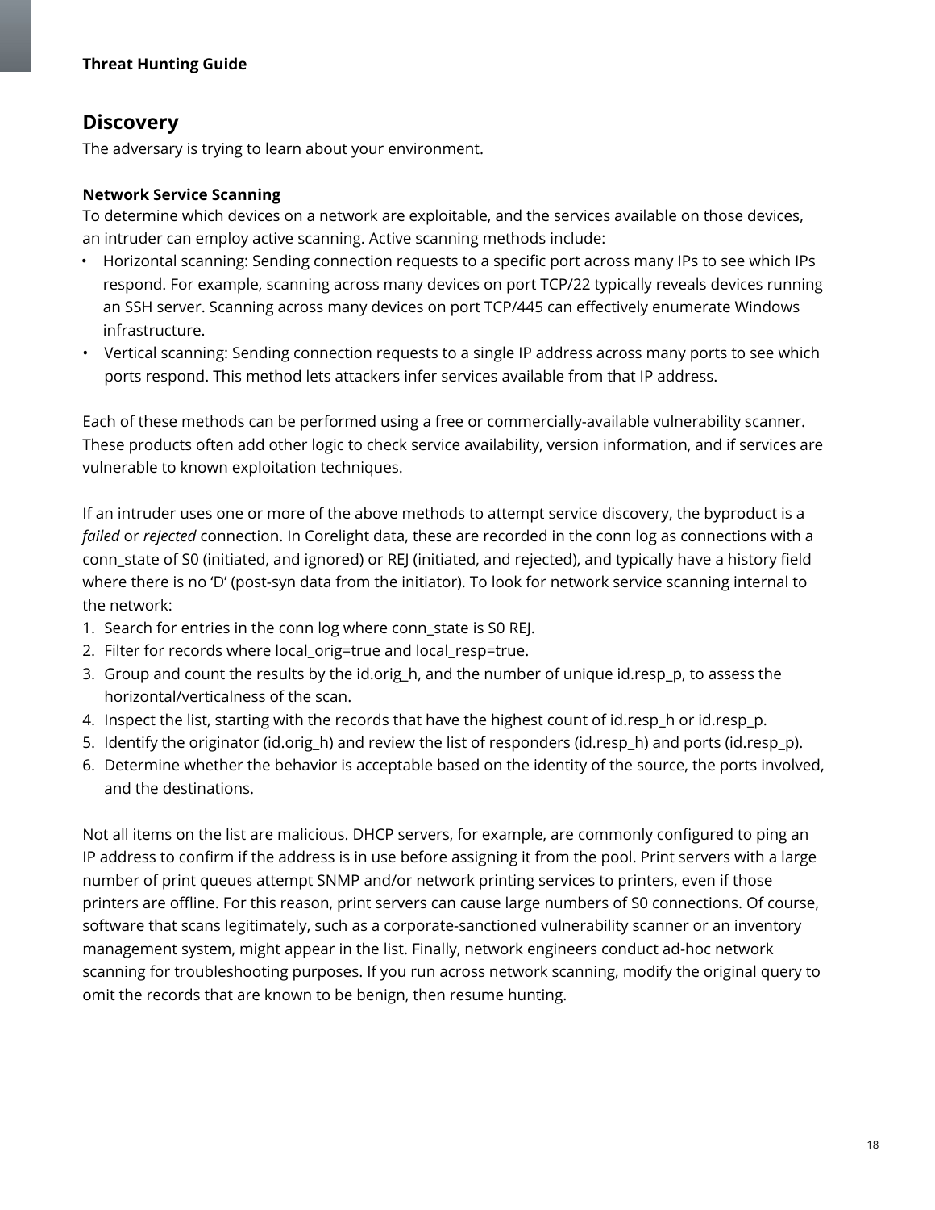## Discovery

The adversary is trying to learn about your environment.

### Network Service Scanning

To determine which devices on a network are exploitable, and the services available on those devices, an intruder can employ active scanning. Active scanning methods include:

- Horizontal scanning: Sending connection requests to a specific port across many IPs to see which IPs respond. For example, scanning across many devices on port TCP/22 typically reveals devices running an SSH server. Scanning across many devices on port TCP/445 can effectively enumerate Windows infrastructure.
- Vertical scanning: Sending connection requests to a single IP address across many ports to see which ports respond. This method lets attackers infer services available from that IP address.

Each of these methods can be performed using a free or commercially-available vulnerability scanner. These products often add other logic to check service availability, version information, and if services are vulnerable to known exploitation techniques.

If an intruder uses one or more of the above methods to attempt service discovery, the byproduct is a *failed* or *rejected* connection. In Corelight data, these are recorded in the conn log as connections with a conn_state of S0 (initiated, and ignored) or REJ (initiated, and rejected), and typically have a history field where there is no 'D' (post-syn data from the initiator). To look for network service scanning internal to the network:

1. Search for entries in the conn log where conn_state is S0 REJ.
2. Filter for records where local_orig=true and local_resp=true.
3. Group and count the results by the id.orig_h, and the number of unique id.resp_p, to assess the horizontal/verticalness of the scan.
4. Inspect the list, starting with the records that have the highest count of id.resp_h or id.resp_p.
5. Identify the originator (id.orig_h) and review the list of responders (id.resp_h) and ports (id.resp_p).
6. Determine whether the behavior is acceptable based on the identity of the source, the ports involved, and the destinations.

Not all items on the list are malicious. DHCP servers, for example, are commonly configured to ping an IP address to confirm if the address is in use before assigning it from the pool. Print servers with a large number of print queues attempt SNMP and/or network printing services to printers, even if those printers are offline. For this reason, print servers can cause large numbers of S0 connections. Of course, software that scans legitimately, such as a corporate-sanctioned vulnerability scanner or an inventory management system, might appear in the list. Finally, network engineers conduct ad-hoc network scanning for troubleshooting purposes. If you run across network scanning, modify the original query to omit the records that are known to be benign, then resume hunting.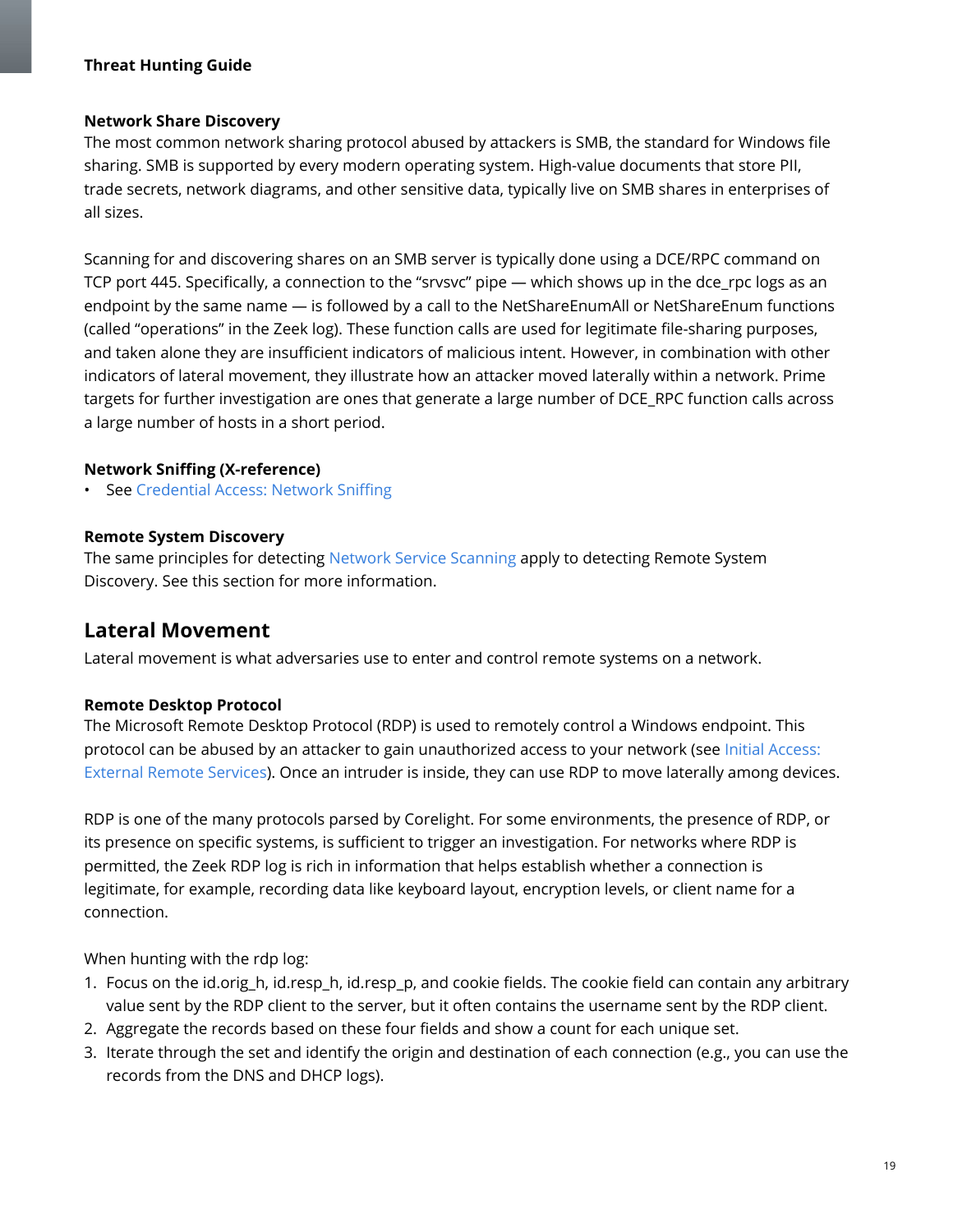### Network Share Discovery

The most common network sharing protocol abused by attackers is SMB, the standard for Windows file sharing. SMB is supported by every modern operating system. High-value documents that store PII, trade secrets, network diagrams, and other sensitive data, typically live on SMB shares in enterprises of all sizes.

Scanning for and discovering shares on an SMB server is typically done using a DCE/RPC command on TCP port 445. Specifically, a connection to the “srvsvc” pipe — which shows up in the dce_rpc logs as an endpoint by the same name — is followed by a call to the NetShareEnumAll or NetShareEnum functions (called “operations” in the Zeek log). These function calls are used for legitimate file-sharing purposes, and taken alone they are insufficient indicators of malicious intent. However, in combination with other indicators of lateral movement, they illustrate how an attacker moved laterally within a network. Prime targets for further investigation are ones that generate a large number of DCE_RPC function calls across a large number of hosts in a short period.

### Network Sniffing (X-reference)

- See Credential Access: Network Sniffing

### Remote System Discovery

The same principles for detecting Network Service Scanning apply to detecting Remote System Discovery. See this section for more information.

## Lateral Movement

Lateral movement is what adversaries use to enter and control remote systems on a network.

### Remote Desktop Protocol

The Microsoft Remote Desktop Protocol (RDP) is used to remotely control a Windows endpoint. This protocol can be abused by an attacker to gain unauthorized access to your network (see Initial Access: External Remote Services). Once an intruder is inside, they can use RDP to move laterally among devices.

RDP is one of the many protocols parsed by Corelight. For some environments, the presence of RDP, or its presence on specific systems, is sufficient to trigger an investigation. For networks where RDP is permitted, the Zeek RDP log is rich in information that helps establish whether a connection is legitimate, for example, recording data like keyboard layout, encryption levels, or client name for a connection.

When hunting with the rdp log:

1. Focus on the id.orig_h, id.resp_h, id.resp_p, and cookie fields. The cookie field can contain any arbitrary value sent by the RDP client to the server, but it often contains the username sent by the RDP client.
2. Aggregate the records based on these four fields and show a count for each unique set.
3. Iterate through the set and identify the origin and destination of each connection (e.g., you can use the records from the DNS and DHCP logs).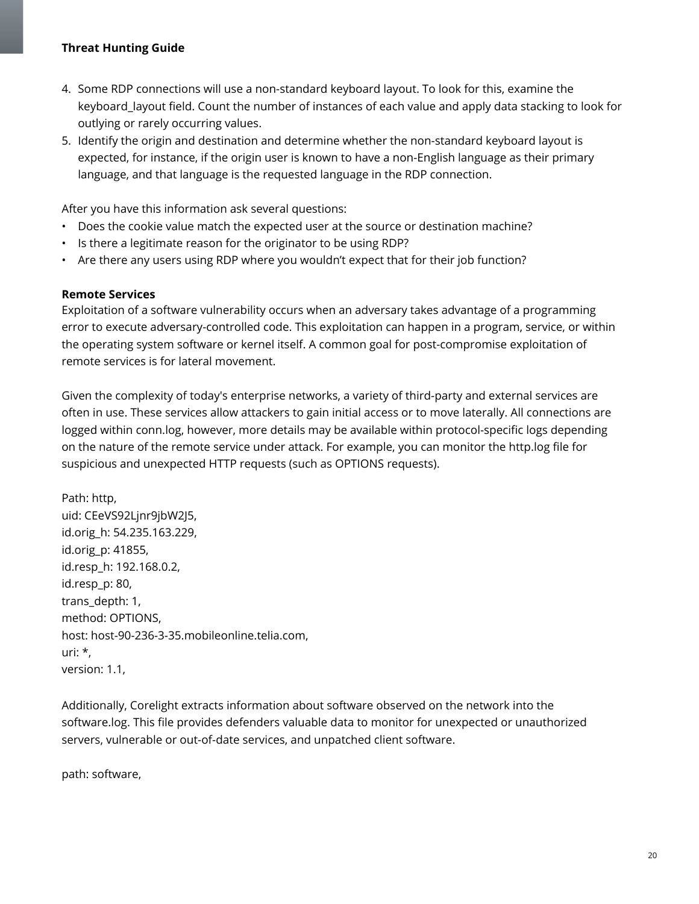4. Some RDP connections will use a non-standard keyboard layout. To look for this, examine the keyboard_layout field. Count the number of instances of each value and apply data stacking to look for outlying or rarely occurring values.
5. Identify the origin and destination and determine whether the non-standard keyboard layout is expected, for instance, if the origin user is known to have a non-English language as their primary language, and that language is the requested language in the RDP connection.

After you have this information ask several questions:

- Does the cookie value match the expected user at the source or destination machine?
- Is there a legitimate reason for the originator to be using RDP?
- Are there any users using RDP where you wouldn't expect that for their job function?

**Remote Services**

Exploitation of a software vulnerability occurs when an adversary takes advantage of a programming error to execute adversary-controlled code. This exploitation can happen in a program, service, or within the operating system software or kernel itself. A common goal for post-compromise exploitation of remote services is for lateral movement.

Given the complexity of today's enterprise networks, a variety of third-party and external services are often in use. These services allow attackers to gain initial access or to move laterally. All connections are logged within conn.log, however, more details may be available within protocol-specific logs depending on the nature of the remote service under attack. For example, you can monitor the http.log file for suspicious and unexpected HTTP requests (such as OPTIONS requests).

```
Path: http,
uid: CEeVS92Ljnr9jbW2J5,
id.orig_h: 54.235.163.229,
id.orig_p: 41855,
id.resp_h: 192.168.0.2,
id.resp_p: 80,
trans_depth: 1,
method: OPTIONS,
host: host-90-236-3-35.mobileonline.telia.com,
uri: *,
version: 1.1,
```

Additionally, Corelight extracts information about software observed on the network into the software.log. This file provides defenders valuable data to monitor for unexpected or unauthorized servers, vulnerable or out-of-date services, and unpatched client software.

```
path: software,
```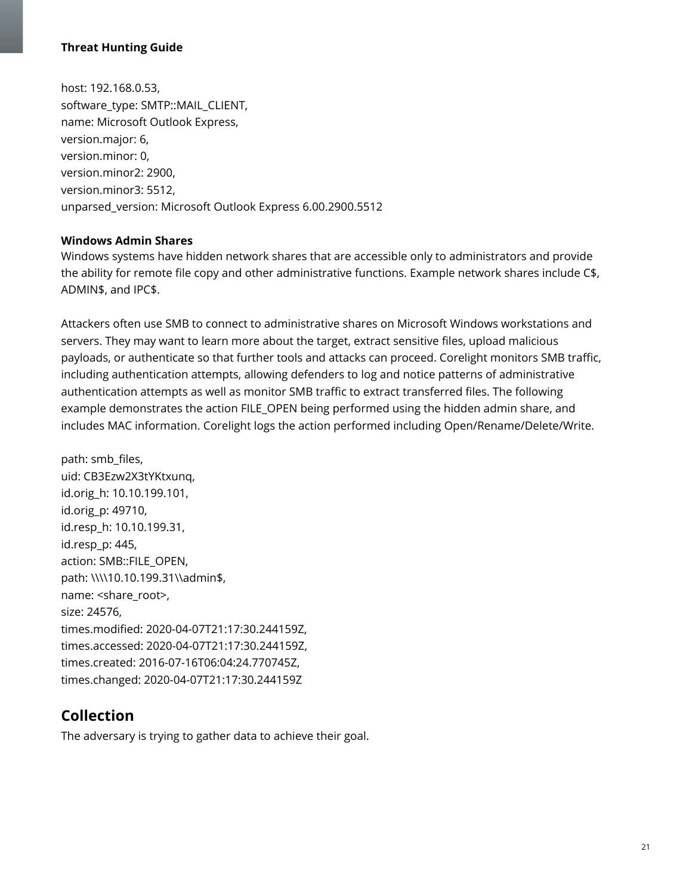host: 192.168.0.53,
software_type: SMTP::MAIL_CLIENT,
name: Microsoft Outlook Express,
version.major: 6,
version.minor: 0,
version.minor2: 2900,
version.minor3: 5512,
unparsed_version: Microsoft Outlook Express 6.00.2900.5512

**Windows Admin Shares**

Windows systems have hidden network shares that are accessible only to administrators and provide the ability for remote file copy and other administrative functions. Example network shares include C$, ADMIN$, and IPC$.

Attackers often use SMB to connect to administrative shares on Microsoft Windows workstations and servers. They may want to learn more about the target, extract sensitive files, upload malicious payloads, or authenticate so that further tools and attacks can proceed. Corelight monitors SMB traffic, including authentication attempts, allowing defenders to log and notice patterns of administrative authentication attempts as well as monitor SMB traffic to extract transferred files. The following example demonstrates the action FILE_OPEN being performed using the hidden admin share, and includes MAC information. Corelight logs the action performed including Open/Rename/Delete/Write.

path: smb_files,
uid: CB3Ezw2X3tYKtxunq,
id.orig_h: 10.10.199.101,
id.orig_p: 49710,
id.resp_h: 10.10.199.31,
id.resp_p: 445,
action: SMB::FILE_OPEN,
path: \\\\10.10.199.31\\admin$,
name: <share_root>,
size: 24576,
times.modified: 2020-04-07T21:17:30.244159Z,
times.accessed: 2020-04-07T21:17:30.244159Z,
times.created: 2016-07-16T06:04:24.770745Z,
times.changed: 2020-04-07T21:17:30.244159Z

## Collection

The adversary is trying to gather data to achieve their goal.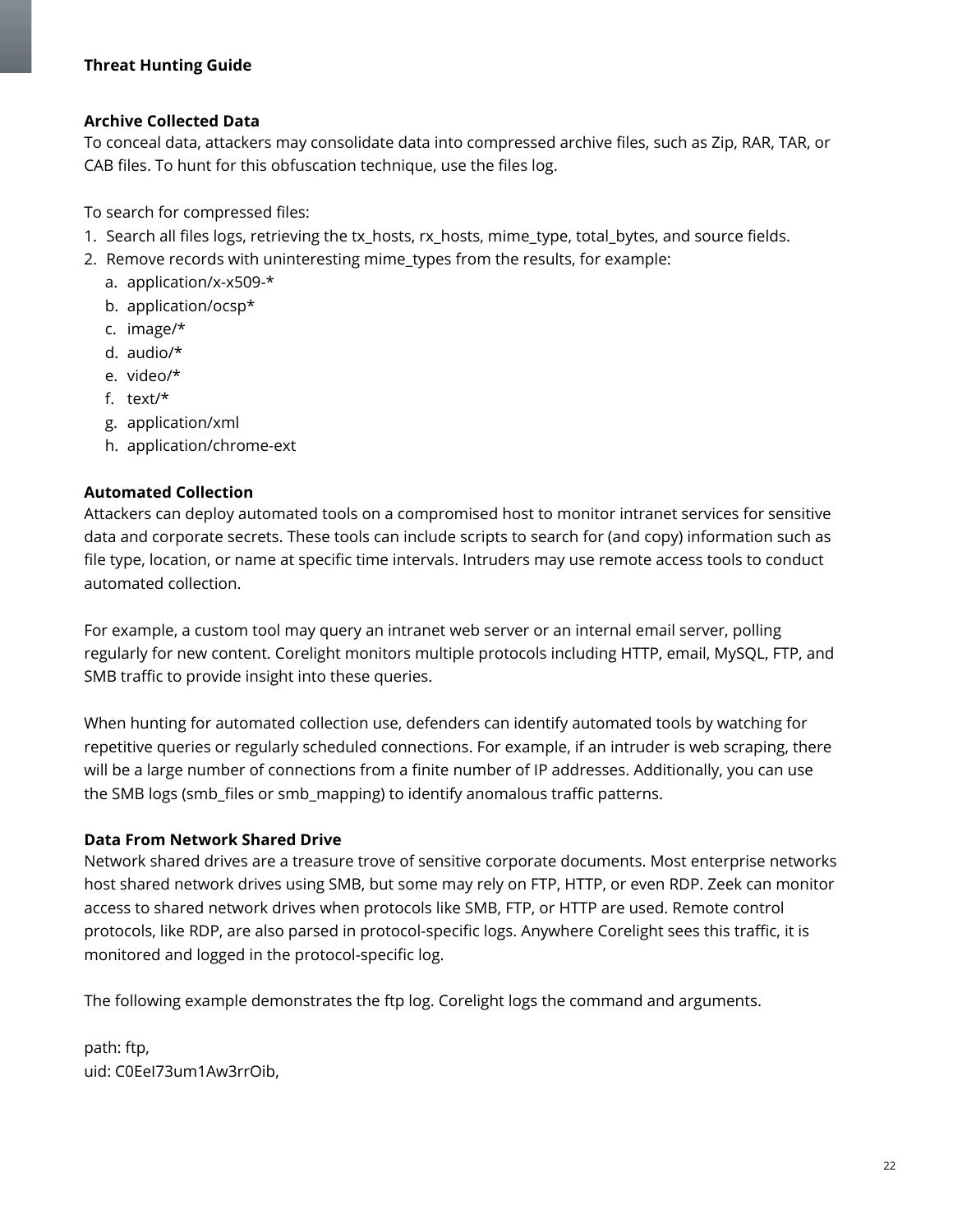**Archive Collected Data**

To conceal data, attackers may consolidate data into compressed archive files, such as Zip, RAR, TAR, or CAB files. To hunt for this obfuscation technique, use the files log.

To search for compressed files:

1. Search all files logs, retrieving the tx_hosts, rx_hosts, mime_type, total_bytes, and source fields.
2. Remove records with uninteresting mime_types from the results, for example:
   a. application/x-x509-*
   b. application/ocsp*
   c. image/*
   d. audio/*
   e. video/*
   f. text/*
   g. application/xml
   h. application/chrome-ext

**Automated Collection**

Attackers can deploy automated tools on a compromised host to monitor intranet services for sensitive data and corporate secrets. These tools can include scripts to search for (and copy) information such as file type, location, or name at specific time intervals. Intruders may use remote access tools to conduct automated collection.

For example, a custom tool may query an intranet web server or an internal email server, polling regularly for new content. Corelight monitors multiple protocols including HTTP, email, MySQL, FTP, and SMB traffic to provide insight into these queries.

When hunting for automated collection use, defenders can identify automated tools by watching for repetitive queries or regularly scheduled connections. For example, if an intruder is web scraping, there will be a large number of connections from a finite number of IP addresses. Additionally, you can use the SMB logs (smb_files or smb_mapping) to identify anomalous traffic patterns.

**Data From Network Shared Drive**

Network shared drives are a treasure trove of sensitive corporate documents. Most enterprise networks host shared network drives using SMB, but some may rely on FTP, HTTP, or even RDP. Zeek can monitor access to shared network drives when protocols like SMB, FTP, or HTTP are used. Remote control protocols, like RDP, are also parsed in protocol-specific logs. Anywhere Corelight sees this traffic, it is monitored and logged in the protocol-specific log.

The following example demonstrates the ftp log. Corelight logs the command and arguments.

```
path: ftp,
uid: C0EeI73um1Aw3rrOib,
```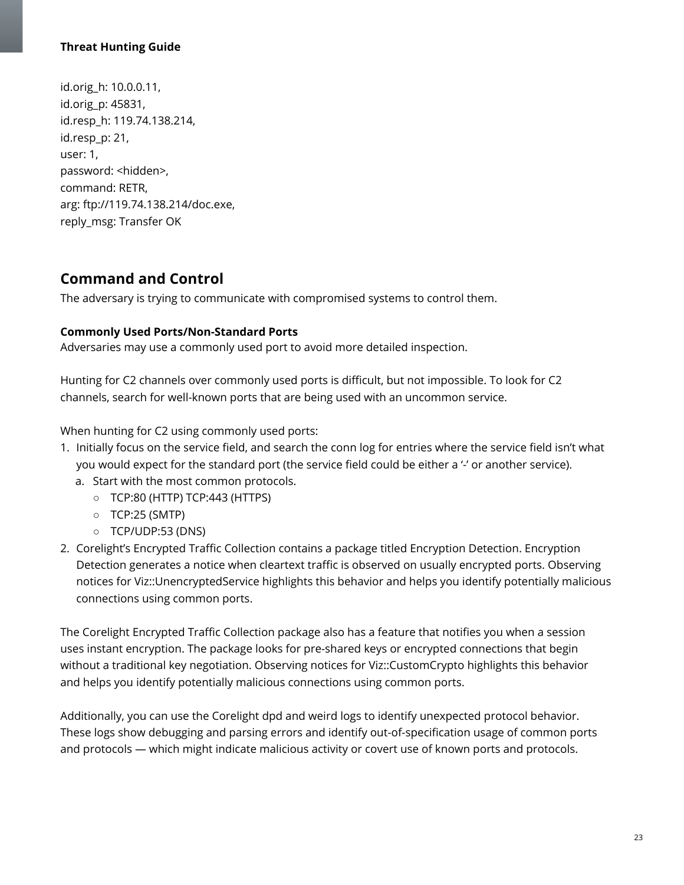id.orig_h: 10.0.0.11,
id.orig_p: 45831,
id.resp_h: 119.74.138.214,
id.resp_p: 21,
user: 1,
password: <hidden>,
command: RETR,
arg: ftp://119.74.138.214/doc.exe,
reply_msg: Transfer OK

## Command and Control

The adversary is trying to communicate with compromised systems to control them.

**Commonly Used Ports/Non-Standard Ports**
Adversaries may use a commonly used port to avoid more detailed inspection.

Hunting for C2 channels over commonly used ports is difficult, but not impossible. To look for C2 channels, search for well-known ports that are being used with an uncommon service.

When hunting for C2 using commonly used ports:

1. Initially focus on the service field, and search the conn log for entries where the service field isn't what you would expect for the standard port (the service field could be either a '-' or another service).
   a. Start with the most common protocols.
      - TCP:80 (HTTP) TCP:443 (HTTPS)
      - TCP:25 (SMTP)
      - TCP/UDP:53 (DNS)
2. Corelight's Encrypted Traffic Collection contains a package titled Encryption Detection. Encryption Detection generates a notice when cleartext traffic is observed on usually encrypted ports. Observing notices for Viz::UnencryptedService highlights this behavior and helps you identify potentially malicious connections using common ports.

The Corelight Encrypted Traffic Collection package also has a feature that notifies you when a session uses instant encryption. The package looks for pre-shared keys or encrypted connections that begin without a traditional key negotiation. Observing notices for Viz::CustomCrypto highlights this behavior and helps you identify potentially malicious connections using common ports.

Additionally, you can use the Corelight dpd and weird logs to identify unexpected protocol behavior. These logs show debugging and parsing errors and identify out-of-specification usage of common ports and protocols — which might indicate malicious activity or covert use of known ports and protocols.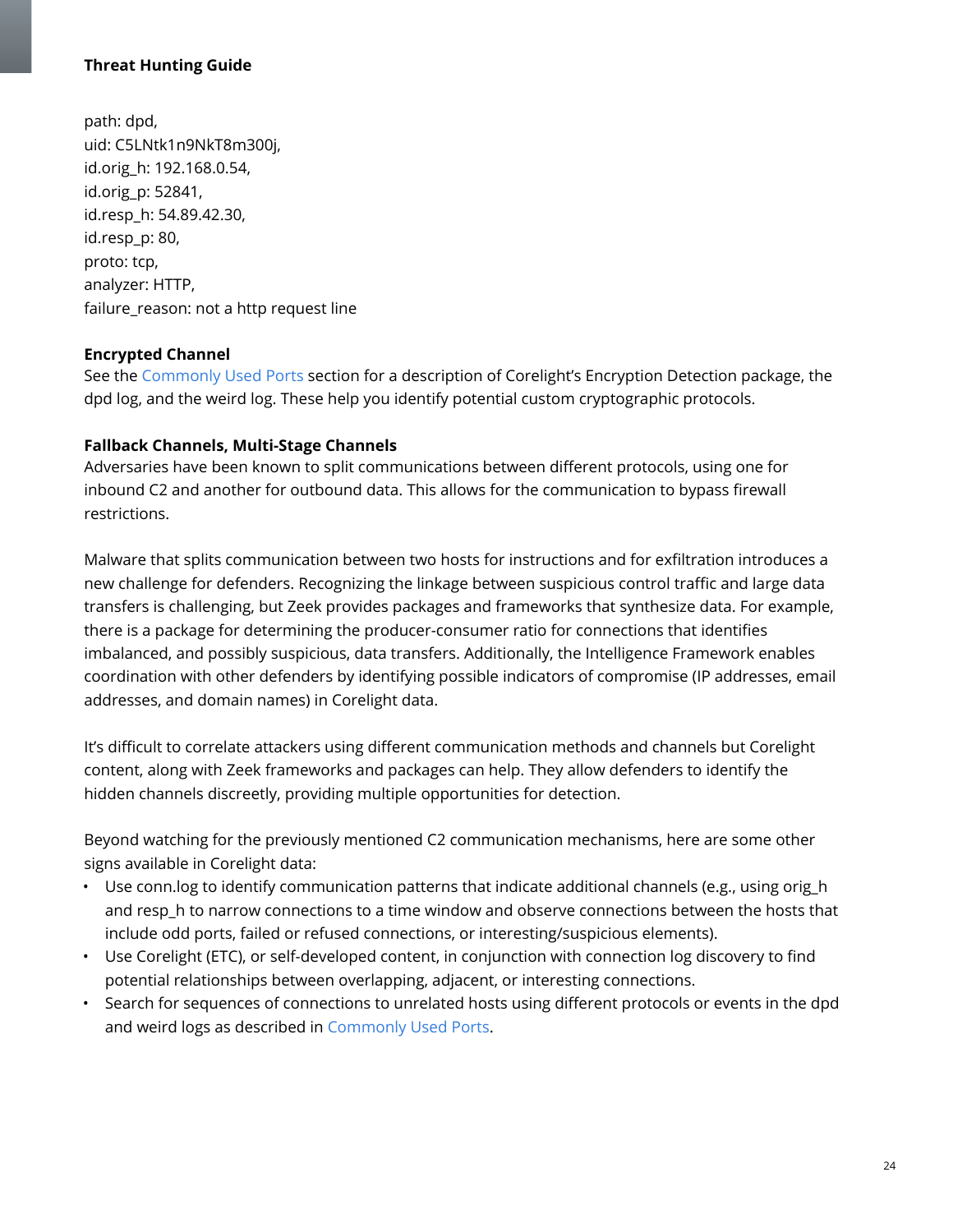path: dpd,
uid: C5LNtk1n9NkT8m300j,
id.orig_h: 192.168.0.54,
id.orig_p: 52841,
id.resp_h: 54.89.42.30,
id.resp_p: 80,
proto: tcp,
analyzer: HTTP,
failure_reason: not a http request line

**Encrypted Channel**

See the Commonly Used Ports section for a description of Corelight's Encryption Detection package, the dpd log, and the weird log. These help you identify potential custom cryptographic protocols.

**Fallback Channels, Multi-Stage Channels**

Adversaries have been known to split communications between different protocols, using one for inbound C2 and another for outbound data. This allows for the communication to bypass firewall restrictions.

Malware that splits communication between two hosts for instructions and for exfiltration introduces a new challenge for defenders. Recognizing the linkage between suspicious control traffic and large data transfers is challenging, but Zeek provides packages and frameworks that synthesize data. For example, there is a package for determining the producer-consumer ratio for connections that identifies imbalanced, and possibly suspicious, data transfers. Additionally, the Intelligence Framework enables coordination with other defenders by identifying possible indicators of compromise (IP addresses, email addresses, and domain names) in Corelight data.

It's difficult to correlate attackers using different communication methods and channels but Corelight content, along with Zeek frameworks and packages can help. They allow defenders to identify the hidden channels discreetly, providing multiple opportunities for detection.

Beyond watching for the previously mentioned C2 communication mechanisms, here are some other signs available in Corelight data:

- Use conn.log to identify communication patterns that indicate additional channels (e.g., using orig_h and resp_h to narrow connections to a time window and observe connections between the hosts that include odd ports, failed or refused connections, or interesting/suspicious elements).
- Use Corelight (ETC), or self-developed content, in conjunction with connection log discovery to find potential relationships between overlapping, adjacent, or interesting connections.
- Search for sequences of connections to unrelated hosts using different protocols or events in the dpd and weird logs as described in Commonly Used Ports.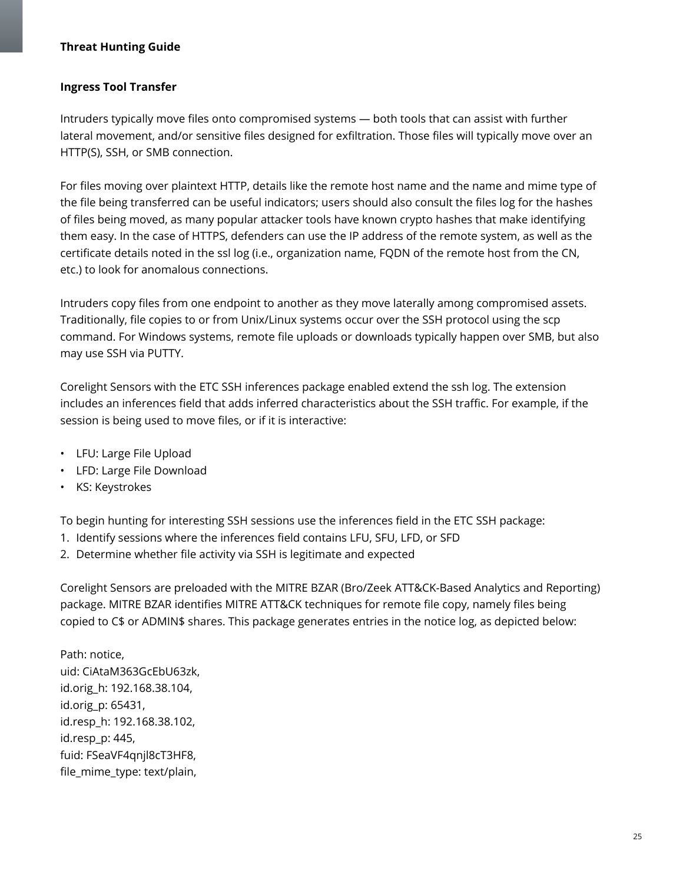## Ingress Tool Transfer

Intruders typically move files onto compromised systems — both tools that can assist with further lateral movement, and/or sensitive files designed for exfiltration. Those files will typically move over an HTTP(S), SSH, or SMB connection.

For files moving over plaintext HTTP, details like the remote host name and the name and mime type of the file being transferred can be useful indicators; users should also consult the files log for the hashes of files being moved, as many popular attacker tools have known crypto hashes that make identifying them easy. In the case of HTTPS, defenders can use the IP address of the remote system, as well as the certificate details noted in the ssl log (i.e., organization name, FQDN of the remote host from the CN, etc.) to look for anomalous connections.

Intruders copy files from one endpoint to another as they move laterally among compromised assets. Traditionally, file copies to or from Unix/Linux systems occur over the SSH protocol using the scp command. For Windows systems, remote file uploads or downloads typically happen over SMB, but also may use SSH via PUTTY.

Corelight Sensors with the ETC SSH inferences package enabled extend the ssh log. The extension includes an inferences field that adds inferred characteristics about the SSH traffic. For example, if the session is being used to move files, or if it is interactive:

- LFU: Large File Upload
- LFD: Large File Download
- KS: Keystrokes

To begin hunting for interesting SSH sessions use the inferences field in the ETC SSH package:

1. Identify sessions where the inferences field contains LFU, SFU, LFD, or SFD
2. Determine whether file activity via SSH is legitimate and expected

Corelight Sensors are preloaded with the MITRE BZAR (Bro/Zeek ATT&CK-Based Analytics and Reporting) package. MITRE BZAR identifies MITRE ATT&CK techniques for remote file copy, namely files being copied to C$ or ADMIN$ shares. This package generates entries in the notice log, as depicted below:

Path: notice,  
uid: CiAtaM363GcEbU63zk,  
id.orig_h: 192.168.38.104,  
id.orig_p: 65431,  
id.resp_h: 192.168.38.102,  
id.resp_p: 445,  
fuid: FSeaVF4qnjl8cT3HF8,  
file_mime_type: text/plain,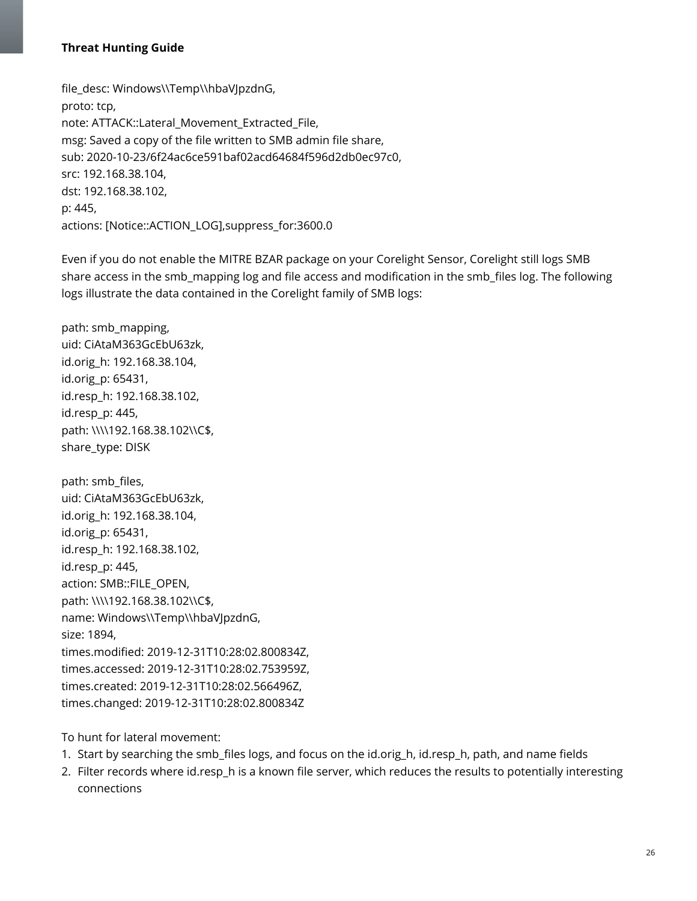file_desc: Windows\\Temp\\hbaVJpzdnG,
proto: tcp,
note: ATTACK::Lateral_Movement_Extracted_File,
msg: Saved a copy of the file written to SMB admin file share,
sub: 2020-10-23/6f24ac6ce591baf02acd64684f596d2db0ec97c0,
src: 192.168.38.104,
dst: 192.168.38.102,
p: 445,
actions: [Notice::ACTION_LOG],suppress_for:3600.0

Even if you do not enable the MITRE BZAR package on your Corelight Sensor, Corelight still logs SMB share access in the smb_mapping log and file access and modification in the smb_files log. The following logs illustrate the data contained in the Corelight family of SMB logs:

path: smb_mapping,
uid: CiAtaM363GcEbU63zk,
id.orig_h: 192.168.38.104,
id.orig_p: 65431,
id.resp_h: 192.168.38.102,
id.resp_p: 445,
path: \\\\192.168.38.102\\C$,
share_type: DISK

path: smb_files,
uid: CiAtaM363GcEbU63zk,
id.orig_h: 192.168.38.104,
id.orig_p: 65431,
id.resp_h: 192.168.38.102,
id.resp_p: 445,
action: SMB::FILE_OPEN,
path: \\\\192.168.38.102\\C$,
name: Windows\\Temp\\hbaVJpzdnG,
size: 1894,
times.modified: 2019-12-31T10:28:02.800834Z,
times.accessed: 2019-12-31T10:28:02.753959Z,
times.created: 2019-12-31T10:28:02.566496Z,
times.changed: 2019-12-31T10:28:02.800834Z

To hunt for lateral movement:

1. Start by searching the smb_files logs, and focus on the id.orig_h, id.resp_h, path, and name fields
2. Filter records where id.resp_h is a known file server, which reduces the results to potentially interesting connections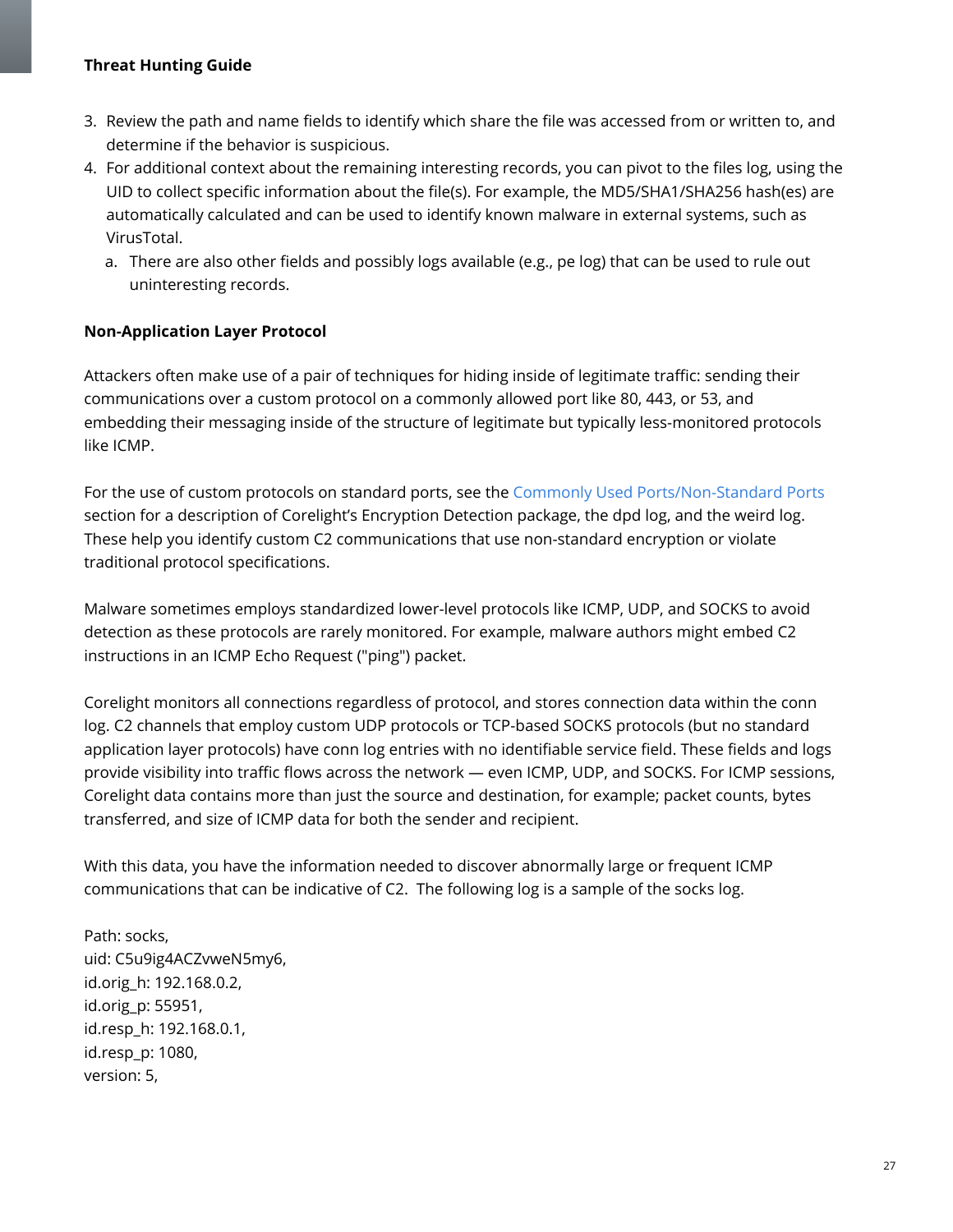3. Review the path and name fields to identify which share the file was accessed from or written to, and determine if the behavior is suspicious.
4. For additional context about the remaining interesting records, you can pivot to the files log, using the UID to collect specific information about the file(s). For example, the MD5/SHA1/SHA256 hash(es) are automatically calculated and can be used to identify known malware in external systems, such as VirusTotal.
   a. There are also other fields and possibly logs available (e.g., pe log) that can be used to rule out uninteresting records.

**Non-Application Layer Protocol**

Attackers often make use of a pair of techniques for hiding inside of legitimate traffic: sending their communications over a custom protocol on a commonly allowed port like 80, 443, or 53, and embedding their messaging inside of the structure of legitimate but typically less-monitored protocols like ICMP.

For the use of custom protocols on standard ports, see the Commonly Used Ports/Non-Standard Ports section for a description of Corelight's Encryption Detection package, the dpd log, and the weird log. These help you identify custom C2 communications that use non-standard encryption or violate traditional protocol specifications.

Malware sometimes employs standardized lower-level protocols like ICMP, UDP, and SOCKS to avoid detection as these protocols are rarely monitored. For example, malware authors might embed C2 instructions in an ICMP Echo Request ("ping") packet.

Corelight monitors all connections regardless of protocol, and stores connection data within the conn log. C2 channels that employ custom UDP protocols or TCP-based SOCKS protocols (but no standard application layer protocols) have conn log entries with no identifiable service field. These fields and logs provide visibility into traffic flows across the network — even ICMP, UDP, and SOCKS. For ICMP sessions, Corelight data contains more than just the source and destination, for example; packet counts, bytes transferred, and size of ICMP data for both the sender and recipient.

With this data, you have the information needed to discover abnormally large or frequent ICMP communications that can be indicative of C2.  The following log is a sample of the socks log.

Path: socks,
uid: C5u9ig4ACZvweN5my6,
id.orig_h: 192.168.0.2,
id.orig_p: 55951,
id.resp_h: 192.168.0.1,
id.resp_p: 1080,
version: 5,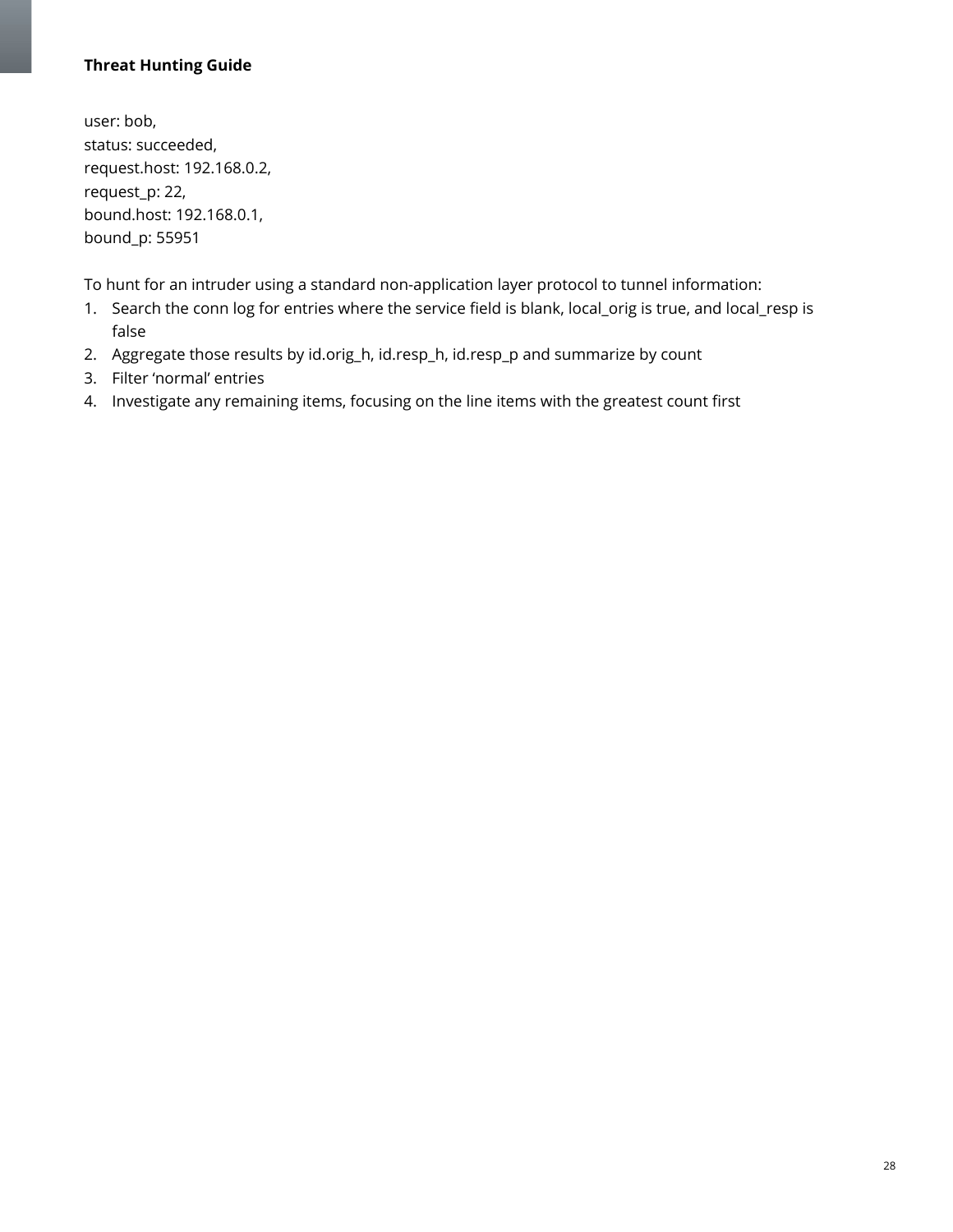user: bob,
status: succeeded,
request.host: 192.168.0.2,
request_p: 22,
bound.host: 192.168.0.1,
bound_p: 55951

To hunt for an intruder using a standard non-application layer protocol to tunnel information:

1. Search the conn log for entries where the service field is blank, local_orig is true, and local_resp is false
2. Aggregate those results by id.orig_h, id.resp_h, id.resp_p and summarize by count
3. Filter 'normal' entries
4. Investigate any remaining items, focusing on the line items with the greatest count first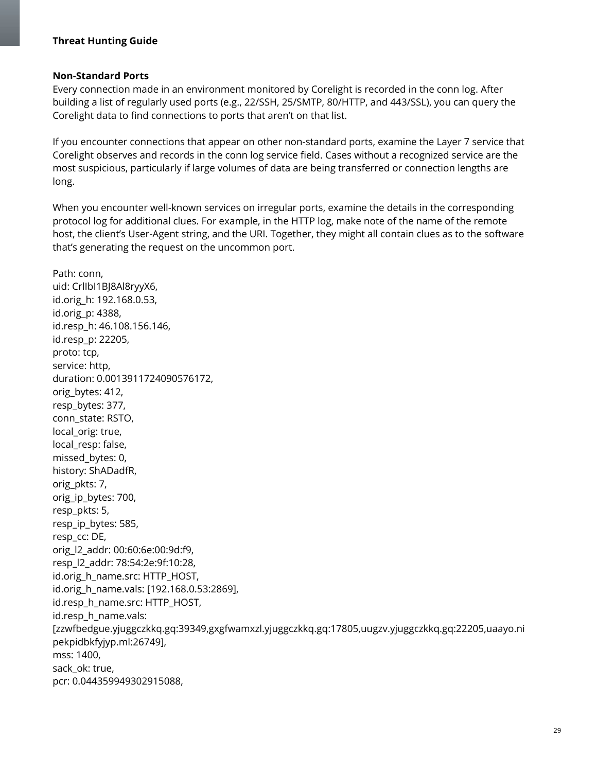### Non-Standard Ports

Every connection made in an environment monitored by Corelight is recorded in the conn log. After building a list of regularly used ports (e.g., 22/SSH, 25/SMTP, 80/HTTP, and 443/SSL), you can query the Corelight data to find connections to ports that aren't on that list.

If you encounter connections that appear on other non-standard ports, examine the Layer 7 service that Corelight observes and records in the conn log service field. Cases without a recognized service are the most suspicious, particularly if large volumes of data are being transferred or connection lengths are long.

When you encounter well-known services on irregular ports, examine the details in the corresponding protocol log for additional clues. For example, in the HTTP log, make note of the name of the remote host, the client's User-Agent string, and the URI. Together, they might all contain clues as to the software that's generating the request on the uncommon port.

```
Path: conn,
uid: CrlIbI1BJ8Al8ryyX6,
id.orig_h: 192.168.0.53,
id.orig_p: 4388,
id.resp_h: 46.108.156.146,
id.resp_p: 22205,
proto: tcp,
service: http,
duration: 0.0013911724090576172,
orig_bytes: 412,
resp_bytes: 377,
conn_state: RSTO,
local_orig: true,
local_resp: false,
missed_bytes: 0,
history: ShADadfR,
orig_pkts: 7,
orig_ip_bytes: 700,
resp_pkts: 5,
resp_ip_bytes: 585,
resp_cc: DE,
orig_l2_addr: 00:60:6e:00:9d:f9,
resp_l2_addr: 78:54:2e:9f:10:28,
id.orig_h_name.src: HTTP_HOST,
id.orig_h_name.vals: [192.168.0.53:2869],
id.resp_h_name.src: HTTP_HOST,
id.resp_h_name.vals:
[zzwfbedgue.yjuggczkkq.gq:39349,gxgfwamxzl.yjuggczkkq.gq:17805,uugzv.yjuggczkkq.gq:22205,uaayo.nipekpidbkfyjyp.ml:26749],
mss: 1400,
sack_ok: true,
pcr: 0.044359949302915088,
```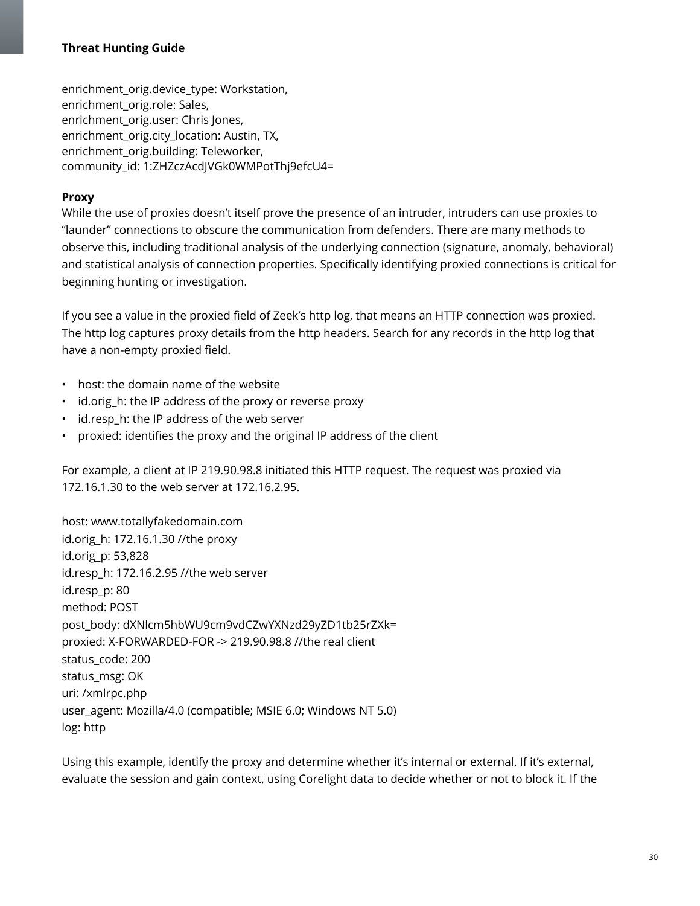enrichment_orig.device_type: Workstation,
enrichment_orig.role: Sales,
enrichment_orig.user: Chris Jones,
enrichment_orig.city_location: Austin, TX,
enrichment_orig.building: Teleworker,
community_id: 1:ZHZczAcdJVGk0WMPotThj9efcU4=

**Proxy**

While the use of proxies doesn't itself prove the presence of an intruder, intruders can use proxies to "launder" connections to obscure the communication from defenders. There are many methods to observe this, including traditional analysis of the underlying connection (signature, anomaly, behavioral) and statistical analysis of connection properties. Specifically identifying proxied connections is critical for beginning hunting or investigation.

If you see a value in the proxied field of Zeek's http log, that means an HTTP connection was proxied. The http log captures proxy details from the http headers. Search for any records in the http log that have a non-empty proxied field.

- host: the domain name of the website
- id.orig_h: the IP address of the proxy or reverse proxy
- id.resp_h: the IP address of the web server
- proxied: identifies the proxy and the original IP address of the client

For example, a client at IP 219.90.98.8 initiated this HTTP request. The request was proxied via 172.16.1.30 to the web server at 172.16.2.95.

host: www.totallyfakedomain.com
id.orig_h: 172.16.1.30 //the proxy
id.orig_p: 53,828
id.resp_h: 172.16.2.95 //the web server
id.resp_p: 80
method: POST
post_body: dXNlcm5hbWU9cm9vdCZwYXNzd29yZD1tb25rZXk=
proxied: X-FORWARDED-FOR -> 219.90.98.8 //the real client
status_code: 200
status_msg: OK
uri: /xmlrpc.php
user_agent: Mozilla/4.0 (compatible; MSIE 6.0; Windows NT 5.0)
log: http

Using this example, identify the proxy and determine whether it's internal or external. If it's external, evaluate the session and gain context, using Corelight data to decide whether or not to block it. If the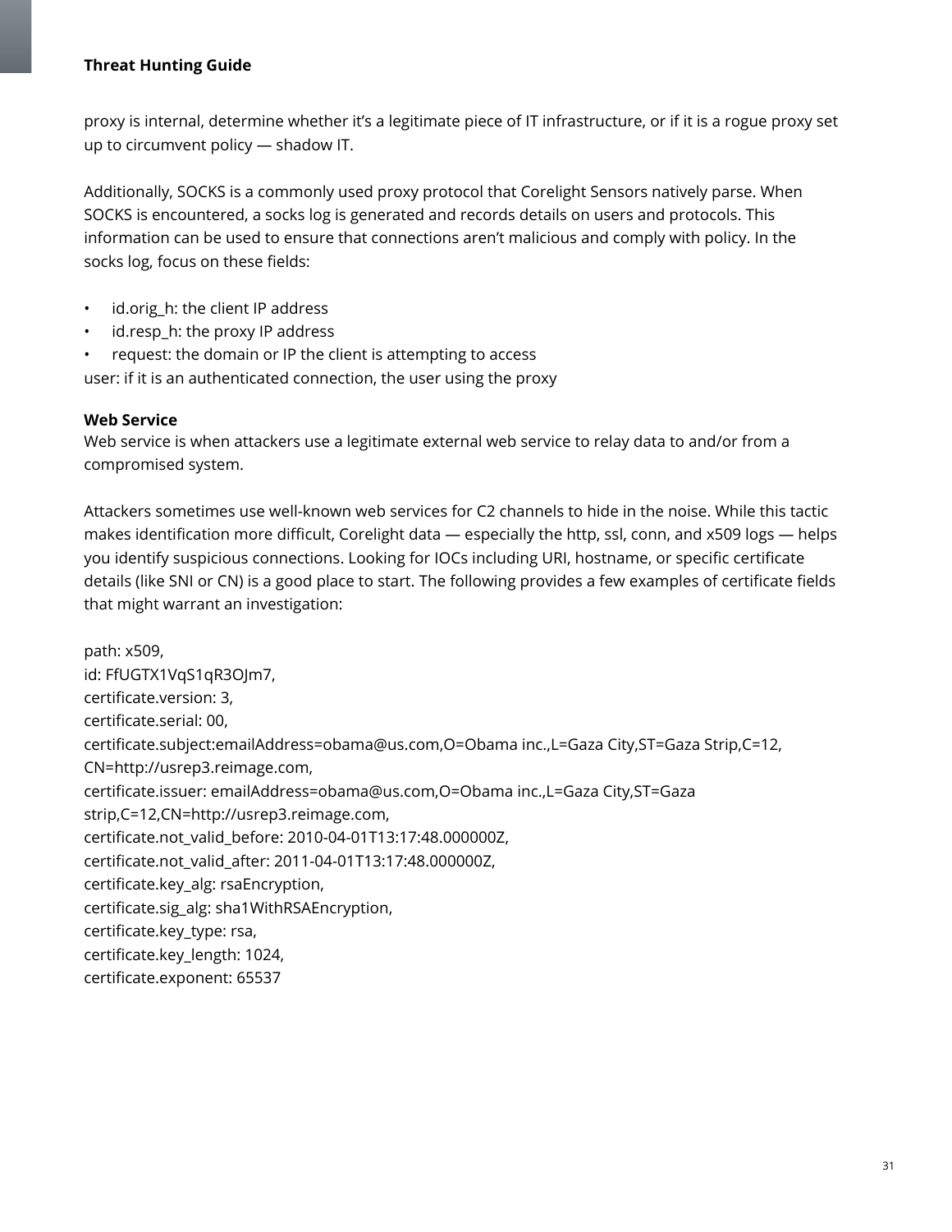proxy is internal, determine whether it's a legitimate piece of IT infrastructure, or if it is a rogue proxy set up to circumvent policy — shadow IT.

Additionally, SOCKS is a commonly used proxy protocol that Corelight Sensors natively parse. When SOCKS is encountered, a socks log is generated and records details on users and protocols. This information can be used to ensure that connections aren't malicious and comply with policy. In the socks log, focus on these fields:

- id.orig_h: the client IP address
- id.resp_h: the proxy IP address
- request: the domain or IP the client is attempting to access

user: if it is an authenticated connection, the user using the proxy

**Web Service**

Web service is when attackers use a legitimate external web service to relay data to and/or from a compromised system.

Attackers sometimes use well-known web services for C2 channels to hide in the noise. While this tactic makes identification more difficult, Corelight data — especially the http, ssl, conn, and x509 logs — helps you identify suspicious connections. Looking for IOCs including URI, hostname, or specific certificate details (like SNI or CN) is a good place to start. The following provides a few examples of certificate fields that might warrant an investigation:

path: x509,
id: FfUGTX1VqS1qR3OJm7,
certificate.version: 3,
certificate.serial: 00,
certificate.subject:emailAddress=obama@us.com,O=Obama inc.,L=Gaza City,ST=Gaza Strip,C=12, CN=http://usrep3.reimage.com,
certificate.issuer: emailAddress=obama@us.com,O=Obama inc.,L=Gaza City,ST=Gaza strip,C=12,CN=http://usrep3.reimage.com,
certificate.not_valid_before: 2010-04-01T13:17:48.000000Z,
certificate.not_valid_after: 2011-04-01T13:17:48.000000Z,
certificate.key_alg: rsaEncryption,
certificate.sig_alg: sha1WithRSAEncryption,
certificate.key_type: rsa,
certificate.key_length: 1024,
certificate.exponent: 65537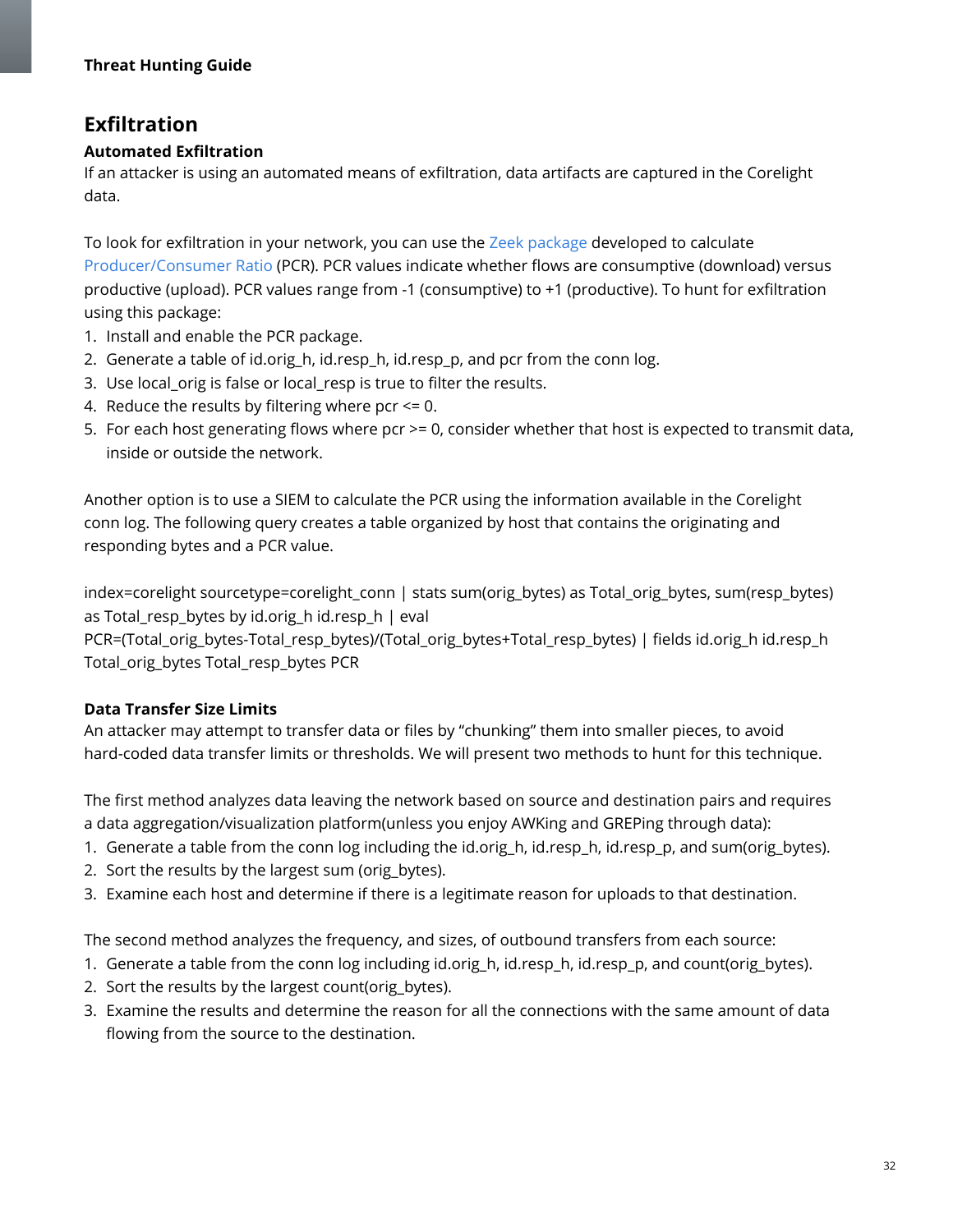## Exfiltration

### Automated Exfiltration

If an attacker is using an automated means of exfiltration, data artifacts are captured in the Corelight data.

To look for exfiltration in your network, you can use the Zeek package developed to calculate Producer/Consumer Ratio (PCR). PCR values indicate whether flows are consumptive (download) versus productive (upload). PCR values range from -1 (consumptive) to +1 (productive). To hunt for exfiltration using this package:

1. Install and enable the PCR package.
2. Generate a table of id.orig_h, id.resp_h, id.resp_p, and pcr from the conn log.
3. Use local_orig is false or local_resp is true to filter the results.
4. Reduce the results by filtering where pcr <= 0.
5. For each host generating flows where pcr >= 0, consider whether that host is expected to transmit data, inside or outside the network.

Another option is to use a SIEM to calculate the PCR using the information available in the Corelight conn log. The following query creates a table organized by host that contains the originating and responding bytes and a PCR value.

```
index=corelight sourcetype=corelight_conn | stats sum(orig_bytes) as Total_orig_bytes, sum(resp_bytes) as Total_resp_bytes by id.orig_h id.resp_h | eval PCR=(Total_orig_bytes-Total_resp_bytes)/(Total_orig_bytes+Total_resp_bytes) | fields id.orig_h id.resp_h Total_orig_bytes Total_resp_bytes PCR
```

### Data Transfer Size Limits

An attacker may attempt to transfer data or files by "chunking" them into smaller pieces, to avoid hard-coded data transfer limits or thresholds. We will present two methods to hunt for this technique.

The first method analyzes data leaving the network based on source and destination pairs and requires a data aggregation/visualization platform(unless you enjoy AWKing and GREPing through data):

1. Generate a table from the conn log including the id.orig_h, id.resp_h, id.resp_p, and sum(orig_bytes).
2. Sort the results by the largest sum (orig_bytes).
3. Examine each host and determine if there is a legitimate reason for uploads to that destination.

The second method analyzes the frequency, and sizes, of outbound transfers from each source:

1. Generate a table from the conn log including id.orig_h, id.resp_h, id.resp_p, and count(orig_bytes).
2. Sort the results by the largest count(orig_bytes).
3. Examine the results and determine the reason for all the connections with the same amount of data flowing from the source to the destination.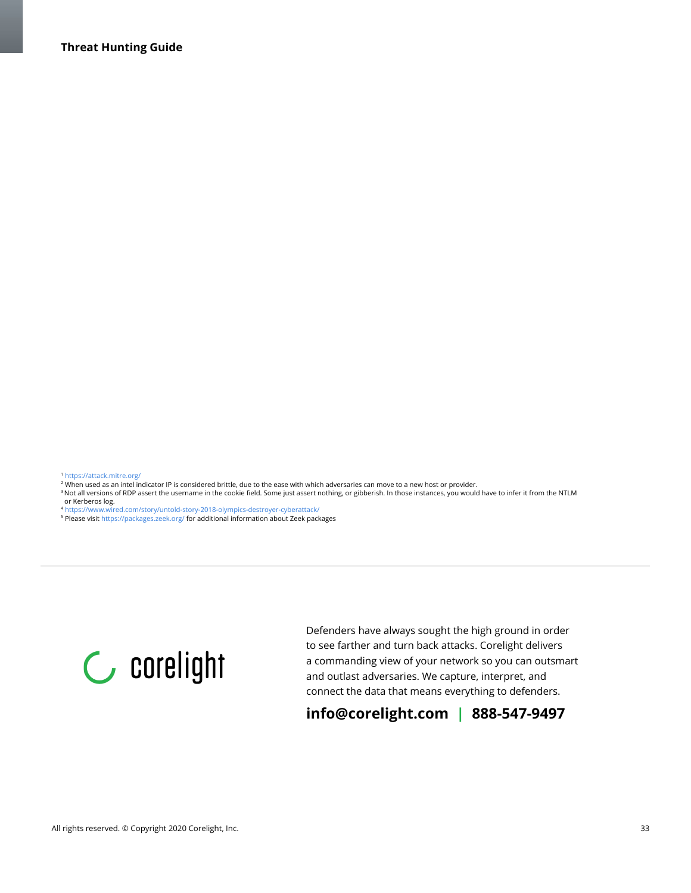[1] https://attack.mitre.org/
[2] When used as an intel indicator IP is considered brittle, due to the ease with which adversaries can move to a new host or provider.
[3] Not all versions of RDP assert the username in the cookie field. Some just assert nothing, or gibberish. In those instances, you would have to infer it from the NTLM or Kerberos log.
[4] https://www.wired.com/story/untold-story-2018-olympics-destroyer-cyberattack/
[5] Please visit https://packages.zeek.org/ for additional information about Zeek packages

---

corelight

Defenders have always sought the high ground in order to see farther and turn back attacks. Corelight delivers a commanding view of your network so you can outsmart and outlast adversaries. We capture, interpret, and connect the data that means everything to defenders.

**info@corelight.com | 888-547-9497**

All rights reserved. © Copyright 2020 Corelight, Inc.